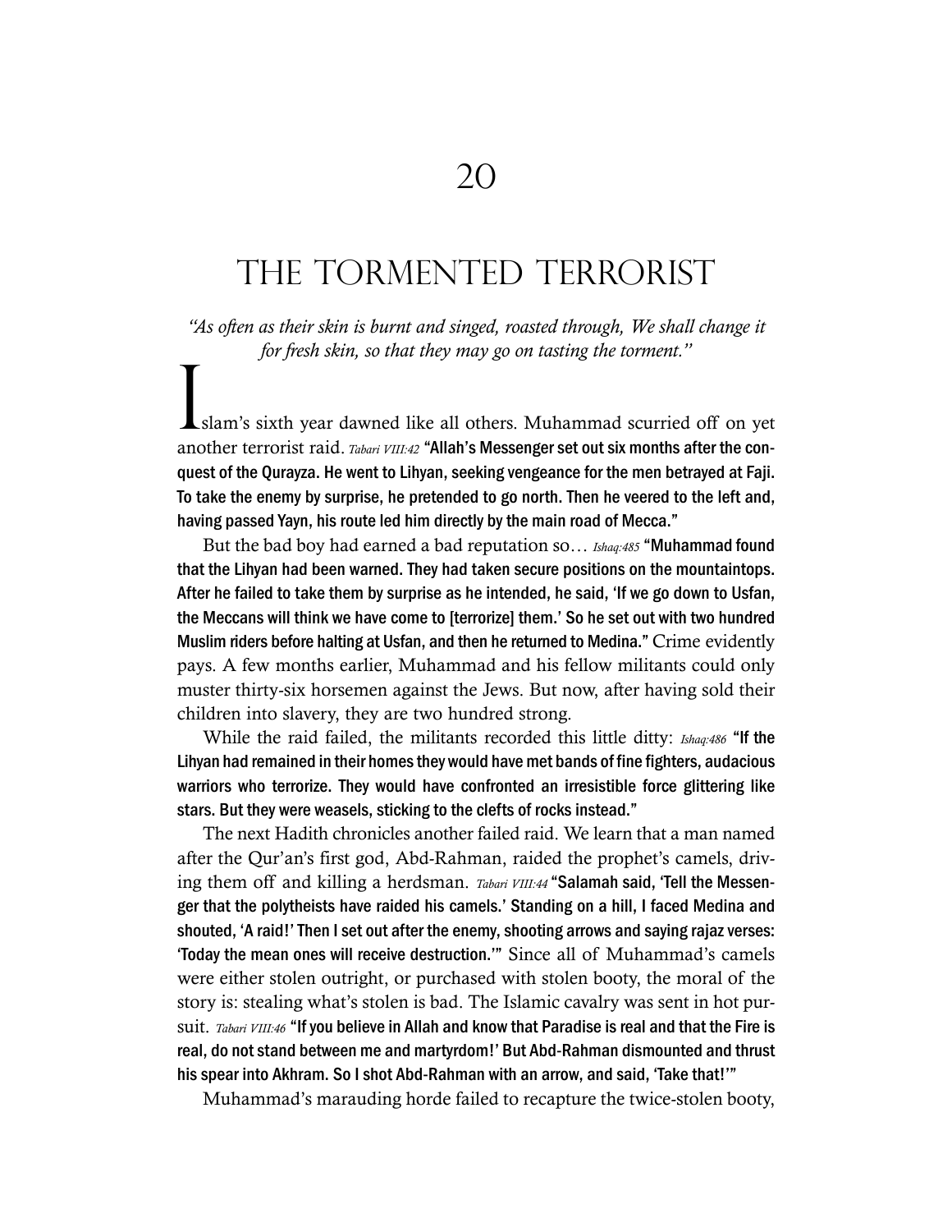# 20

# THE TORMENTED TERRORIST

*"As often as their skin is burnt and singed, roasted through, We shall change it for fresh skin, so that they may go on tasting the torment."*

Islam's sixth year dawned like all others. Muhammad scurried off on yet another terrorist raid. *Tabari VIII:42* **"Allah's Messenger set out six months after the conquest of the Qurayza. He went to Lihyan, seeking vengeance for the men betrayed at Faji. To take the enemy by surprise, he pretended to go north. Then he veered to the left and, having passed Yayn, his route led him directly by the main road of Mecca."**

But the bad boy had earned a bad reputation so… *Ishaq:485* **"Muhammad found that the Lihyan had been warned. They had taken secure positions on the mountaintops. After he failed to take them by surprise as he intended, he said, 'If we go down to Usfan, the Meccans will think we have come to [terrorize] them.' So he set out with two hundred Muslim riders before halting at Usfan, and then he returned to Medina."** Crime evidently pays. A few months earlier, Muhammad and his fellow militants could only muster thirty-six horsemen against the Jews. But now, after having sold their children into slavery, they are two hundred strong.

While the raid failed, the militants recorded this little ditty: *Ishaq:486* **"If the Lihyan had remained in their homes they would have met bands of fine fighters, audacious warriors who terrorize. They would have confronted an irresistible force glittering like stars. But they were weasels, sticking to the clefts of rocks instead."**

The next Hadith chronicles another failed raid. We learn that a man named after the Qur'an's first god, Abd-Rahman, raided the prophet's camels, driving them off and killing a herdsman. *Tabari VIII:44* **"Salamah said, 'Tell the Messenger that the polytheists have raided his camels.' Standing on a hill, I faced Medina and shouted, 'A raid!' Then I set out after the enemy, shooting arrows and saying rajaz verses: 'Today the mean ones will receive destruction.'"** Since all of Muhammad's camels were either stolen outright, or purchased with stolen booty, the moral of the story is: stealing what's stolen is bad. The Islamic cavalry was sent in hot pursuit. *Tabari VIII:46* **"If you believe in Allah and know that Paradise is real and that the Fire is real, do not stand between me and martyrdom!' But Abd-Rahman dismounted and thrust his spear into Akhram. So I shot Abd-Rahman with an arrow, and said, 'Take that!'"**

Muhammad's marauding horde failed to recapture the twice-stolen booty,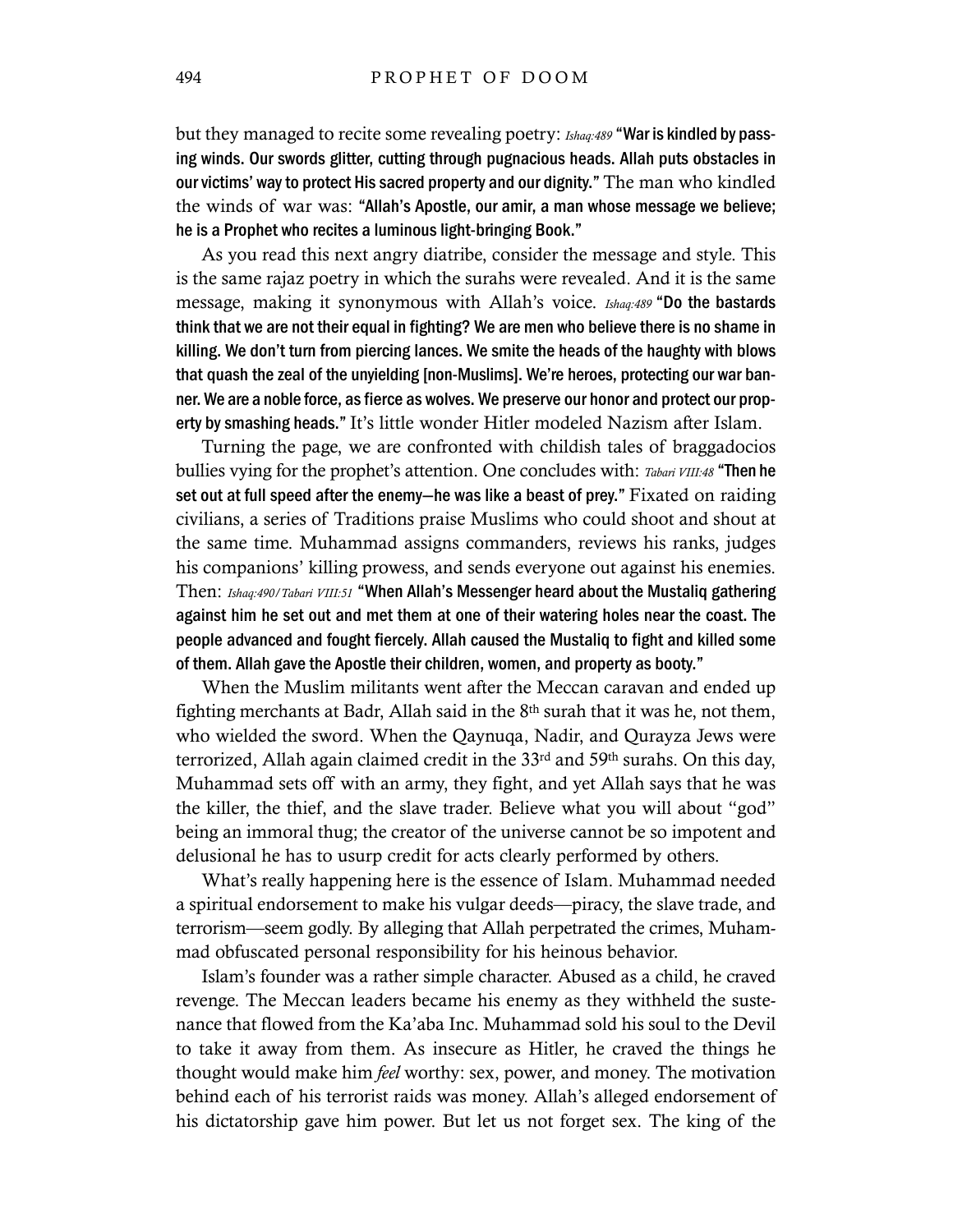but they managed to recite some revealing poetry: *Ishaq:489* **"War is kindled by passing winds. Our swords glitter, cutting through pugnacious heads. Allah puts obstacles in our victims' way to protect His sacred property and our dignity."** The man who kindled the winds of war was: **"Allah's Apostle, our amir, a man whose message we believe; he is a Prophet who recites a luminous light-bringing Book."**

As you read this next angry diatribe, consider the message and style. This is the same rajaz poetry in which the surahs were revealed. And it is the same message, making it synonymous with Allah's voice. *Ishaq:489* **"Do the bastards think that we are not their equal in fighting? We are men who believe there is no shame in killing. We don't turn from piercing lances. We smite the heads of the haughty with blows that quash the zeal of the unyielding [non-Muslims]. We're heroes, protecting our war banner. We are a noble force, as fierce as wolves. We preserve our honor and protect our property by smashing heads."** It's little wonder Hitler modeled Nazism after Islam.

Turning the page, we are confronted with childish tales of braggadocios bullies vying for the prophet's attention. One concludes with: *Tabari VIII:48* **"Then he set out at full speed after the enemy—he was like a beast of prey."** Fixated on raiding civilians, a series of Traditions praise Muslims who could shoot and shout at the same time. Muhammad assigns commanders, reviews his ranks, judges his companions' killing prowess, and sends everyone out against his enemies. Then: *Ishaq:490/Tabari VIII:51* **"When Allah's Messenger heard about the Mustaliq gathering against him he set out and met them at one of their watering holes near the coast. The people advanced and fought fiercely. Allah caused the Mustaliq to fight and killed some of them. Allah gave the Apostle their children, women, and property as booty."**

When the Muslim militants went after the Meccan caravan and ended up fighting merchants at Badr, Allah said in the 8th surah that it was he, not them, who wielded the sword. When the Qaynuqa, Nadir, and Qurayza Jews were terrorized, Allah again claimed credit in the 33rd and 59th surahs. On this day, Muhammad sets off with an army, they fight, and yet Allah says that he was the killer, the thief, and the slave trader. Believe what you will about "god" being an immoral thug; the creator of the universe cannot be so impotent and delusional he has to usurp credit for acts clearly performed by others.

What's really happening here is the essence of Islam. Muhammad needed a spiritual endorsement to make his vulgar deeds—piracy, the slave trade, and terrorism—seem godly. By alleging that Allah perpetrated the crimes, Muhammad obfuscated personal responsibility for his heinous behavior.

Islam's founder was a rather simple character. Abused as a child, he craved revenge. The Meccan leaders became his enemy as they withheld the sustenance that flowed from the Ka'aba Inc. Muhammad sold his soul to the Devil to take it away from them. As insecure as Hitler, he craved the things he thought would make him *feel* worthy: sex, power, and money. The motivation behind each of his terrorist raids was money. Allah's alleged endorsement of his dictatorship gave him power. But let us not forget sex. The king of the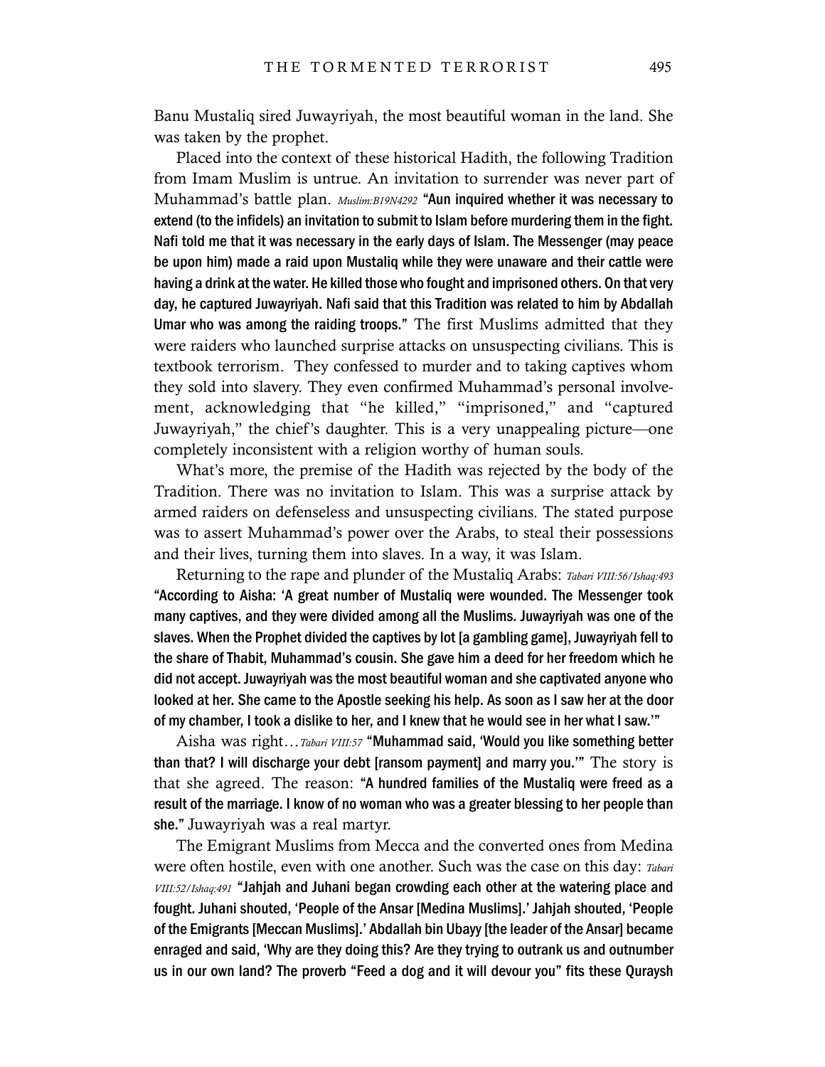Banu Mustaliq sired Juwayriyah, the most beautiful woman in the land. She was taken by the prophet.

Placed into the context of these historical Hadith, the following Tradition from Imam Muslim is untrue. An invitation to surrender was never part of Muhammad's battle plan. *Muslim:B19N4292* **"Aun inquired whether it was necessary to extend (to the infidels) an invitation to submit to Islam before murdering them in the fight. Nafi told me that it was necessary in the early days of Islam. The Messenger (may peace be upon him) made a raid upon Mustaliq while they were unaware and their cattle were having a drink at the water. He killed those who fought and imprisoned others. On that very day, he captured Juwayriyah. Nafi said that this Tradition was related to him by Abdallah Umar who was among the raiding troops."** The first Muslims admitted that they were raiders who launched surprise attacks on unsuspecting civilians. This is textbook terrorism. They confessed to murder and to taking captives whom they sold into slavery. They even confirmed Muhammad's personal involvement, acknowledging that "he killed," "imprisoned," and "captured Juwayriyah," the chief's daughter. This is a very unappealing picture—one completely inconsistent with a religion worthy of human souls.

What's more, the premise of the Hadith was rejected by the body of the Tradition. There was no invitation to Islam. This was a surprise attack by armed raiders on defenseless and unsuspecting civilians. The stated purpose was to assert Muhammad's power over the Arabs, to steal their possessions and their lives, turning them into slaves. In a way, it was Islam.

Returning to the rape and plunder of the Mustaliq Arabs: *Tabari VIII:56/Ishaq:493* **"According to Aisha: 'A great number of Mustaliq were wounded. The Messenger took many captives, and they were divided among all the Muslims. Juwayriyah was one of the slaves. When the Prophet divided the captives by lot [a gambling game], Juwayriyah fell to the share of Thabit, Muhammad's cousin. She gave him a deed for her freedom which he did not accept. Juwayriyah was the most beautiful woman and she captivated anyone who looked at her. She came to the Apostle seeking his help. As soon as I saw her at the door of my chamber, I took a dislike to her, and I knew that he would see in her what I saw.'"**

Aisha was right…*Tabari VIII:57* **"Muhammad said, 'Would you like something better than that? I will discharge your debt [ransom payment] and marry you.'"** The story is that she agreed. The reason: **"A hundred families of the Mustaliq were freed as a result of the marriage. I know of no woman who was a greater blessing to her people than she."** Juwayriyah was a real martyr.

The Emigrant Muslims from Mecca and the converted ones from Medina were often hostile, even with one another. Such was the case on this day: *Tabari VIII:52/Ishaq:491* **"Jahjah and Juhani began crowding each other at the watering place and fought. Juhani shouted, 'People of the Ansar [Medina Muslims].' Jahjah shouted, 'People of the Emigrants [Meccan Muslims].' Abdallah bin Ubayy [the leader of the Ansar] became enraged and said, 'Why are they doing this? Are they trying to outrank us and outnumber us in our own land? The proverb "Feed a dog and it will devour you" fits these Quraysh**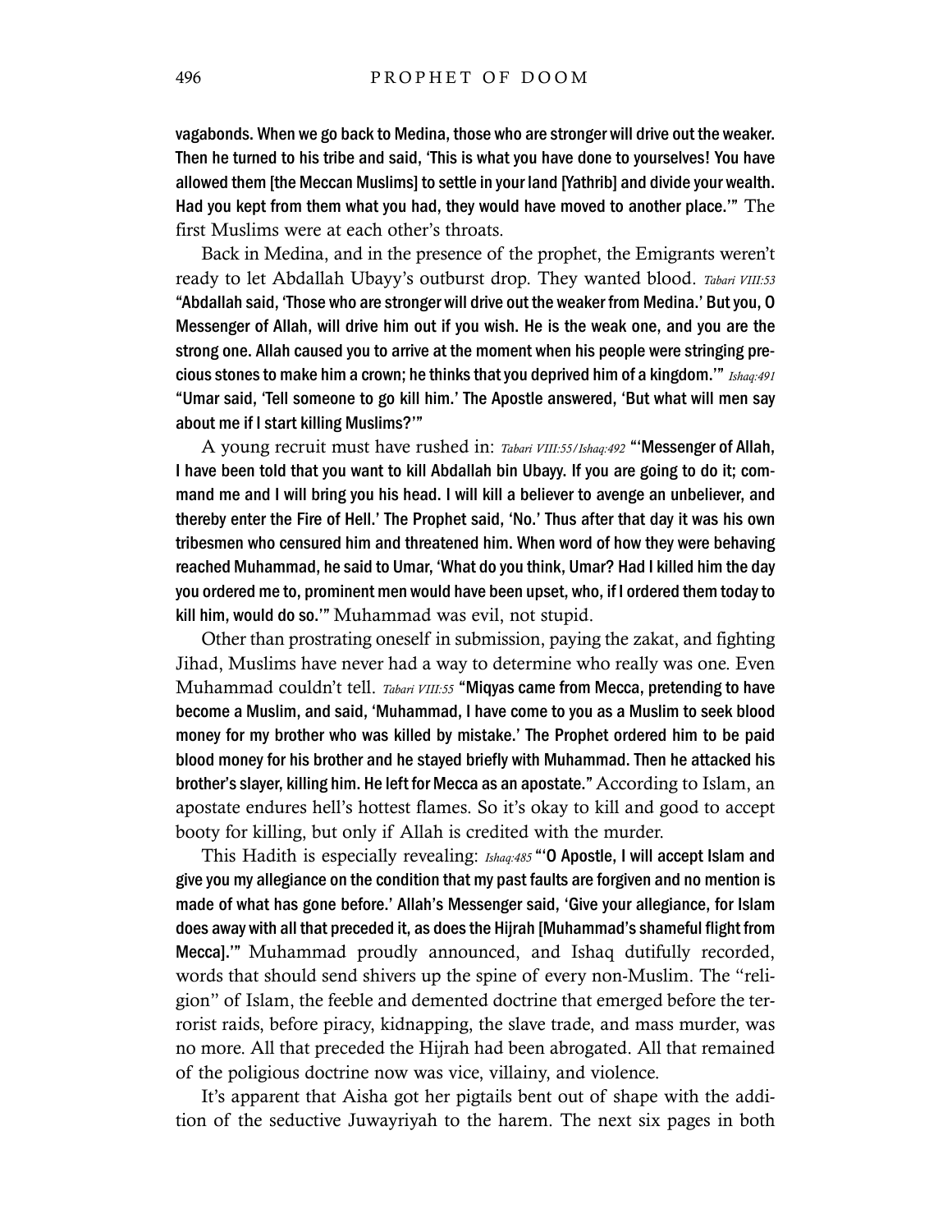vagabonds. When we go back to Medina, those who are stronger will drive out the weaker. Then he turned to his tribe and said, 'This is what you have done to yourselves! You have allowed them [the Meccan Muslims] to settle in your land [Yathrib] and divide your wealth. Had you kept from them what you had, they would have moved to another place.'" The first Muslims were at each other's throats.

Back in Medina, and in the presence of the prophet, the Emigrants weren't ready to let Abdallah Ubayy's outburst drop. They wanted blood. *Tabari VIII:53* "Abdallah said, 'Those who are stronger will drive out the weaker from Medina.' But you, O Messenger of Allah, will drive him out if you wish. He is the weak one, and you are the strong one. Allah caused you to arrive at the moment when his people were stringing precious stones to make him a crown; he thinks that you deprived him of a kingdom.'" *Ishaq:491* "Umar said, 'Tell someone to go kill him.' The Apostle answered, 'But what will men say about me if I start killing Muslims?'"

A young recruit must have rushed in: *Tabari VIII:55/Ishaq:492* "'Messenger of Allah, I have been told that you want to kill Abdallah bin Ubayy. If you are going to do it; command me and I will bring you his head. I will kill a believer to avenge an unbeliever, and thereby enter the Fire of Hell.' The Prophet said, 'No.' Thus after that day it was his own tribesmen who censured him and threatened him. When word of how they were behaving reached Muhammad, he said to Umar, 'What do you think, Umar? Had I killed him the day you ordered me to, prominent men would have been upset, who, if I ordered them today to kill him, would do so.'" Muhammad was evil, not stupid.

Other than prostrating oneself in submission, paying the zakat, and fighting Jihad, Muslims have never had a way to determine who really was one. Even Muhammad couldn't tell. *Tabari VIII:55* "Miqyas came from Mecca, pretending to have become a Muslim, and said, 'Muhammad, I have come to you as a Muslim to seek blood money for my brother who was killed by mistake.' The Prophet ordered him to be paid blood money for his brother and he stayed briefly with Muhammad. Then he attacked his brother's slayer, killing him. He left for Mecca as an apostate." According to Islam, an apostate endures hell's hottest flames. So it's okay to kill and good to accept booty for killing, but only if Allah is credited with the murder.

This Hadith is especially revealing: *Ishaq:485* "'O Apostle, I will accept Islam and give you my allegiance on the condition that my past faults are forgiven and no mention is made of what has gone before.' Allah's Messenger said, 'Give your allegiance, for Islam does away with all that preceded it, as does the Hijrah [Muhammad's shameful flight from Mecca].'" Muhammad proudly announced, and Ishaq dutifully recorded, words that should send shivers up the spine of every non-Muslim. The "religion" of Islam, the feeble and demented doctrine that emerged before the terrorist raids, before piracy, kidnapping, the slave trade, and mass murder, was no more. All that preceded the Hijrah had been abrogated. All that remained of the poligious doctrine now was vice, villainy, and violence.

It's apparent that Aisha got her pigtails bent out of shape with the addition of the seductive Juwayriyah to the harem. The next six pages in both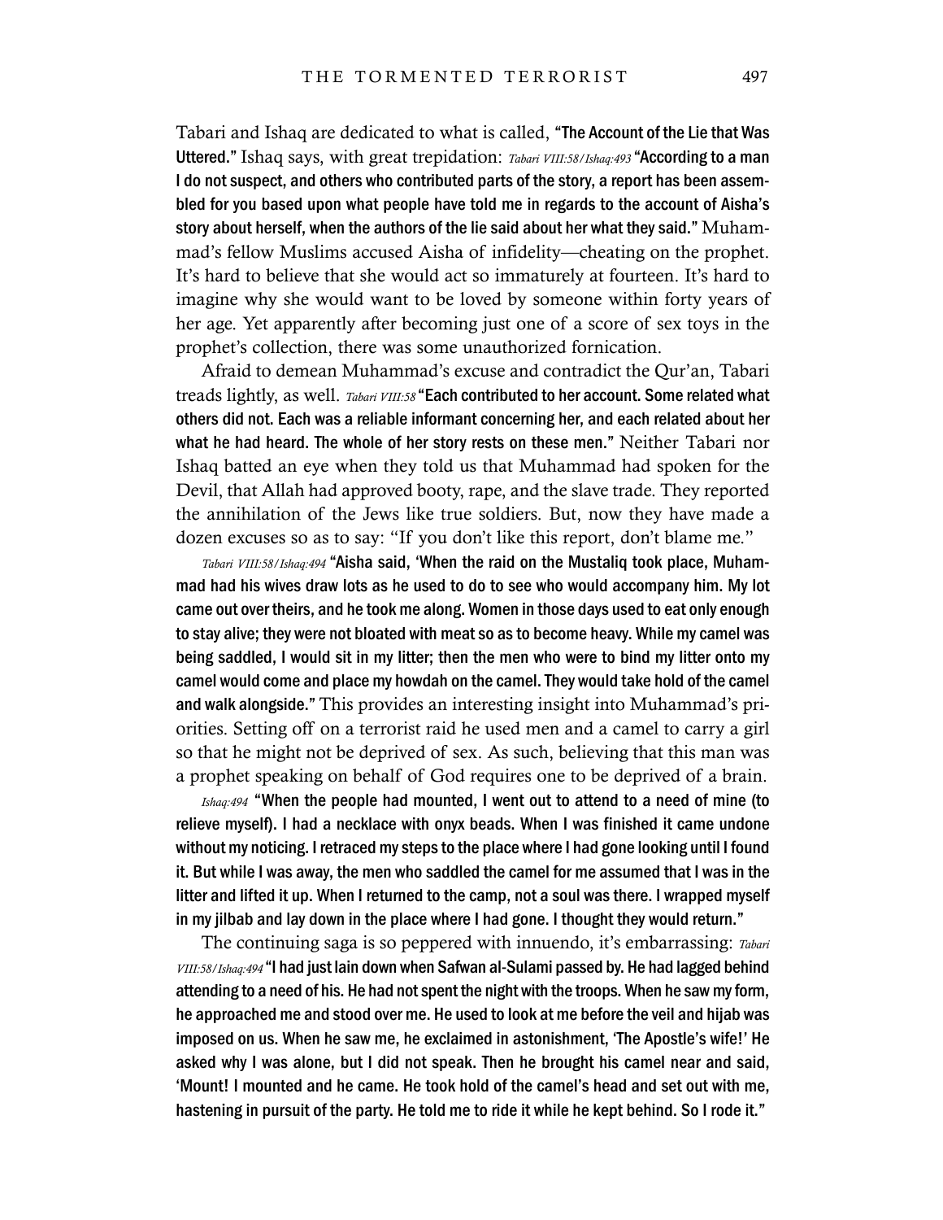Tabari and Ishaq are dedicated to what is called, **"The Account of the Lie that Was Uttered."** Ishaq says, with great trepidation: *Tabari VIII:58/Ishaq:493* **"According to a man I do not suspect, and others who contributed parts of the story, a report has been assembled for you based upon what people have told me in regards to the account of Aisha's story about herself, when the authors of the lie said about her what they said."** Muhammad's fellow Muslims accused Aisha of infidelity—cheating on the prophet. It's hard to believe that she would act so immaturely at fourteen. It's hard to imagine why she would want to be loved by someone within forty years of her age. Yet apparently after becoming just one of a score of sex toys in the prophet's collection, there was some unauthorized fornication.

Afraid to demean Muhammad's excuse and contradict the Qur'an, Tabari treads lightly, as well. *Tabari VIII:58* **"Each contributed to her account. Some related what others did not. Each was a reliable informant concerning her, and each related about her what he had heard. The whole of her story rests on these men."** Neither Tabari nor Ishaq batted an eye when they told us that Muhammad had spoken for the Devil, that Allah had approved booty, rape, and the slave trade. They reported the annihilation of the Jews like true soldiers. But, now they have made a dozen excuses so as to say: "If you don't like this report, don't blame me."

*Tabari VIII:58/Ishaq:494* **"Aisha said, 'When the raid on the Mustaliq took place, Muhammad had his wives draw lots as he used to do to see who would accompany him. My lot came out over theirs, and he took me along. Women in those days used to eat only enough to stay alive; they were not bloated with meat so as to become heavy. While my camel was being saddled, I would sit in my litter; then the men who were to bind my litter onto my camel would come and place my howdah on the camel. They would take hold of the camel and walk alongside."** This provides an interesting insight into Muhammad's priorities. Setting off on a terrorist raid he used men and a camel to carry a girl so that he might not be deprived of sex. As such, believing that this man was a prophet speaking on behalf of God requires one to be deprived of a brain.

*Ishaq:494* **"When the people had mounted, I went out to attend to a need of mine (to relieve myself). I had a necklace with onyx beads. When I was finished it came undone without my noticing. I retraced my steps to the place where I had gone looking until I found it. But while I was away, the men who saddled the camel for me assumed that I was in the litter and lifted it up. When I returned to the camp, not a soul was there. I wrapped myself in my jilbab and lay down in the place where I had gone. I thought they would return."**

The continuing saga is so peppered with innuendo, it's embarrassing: *Tabari VIII:58/Ishaq:494* **"I had just lain down when Safwan al-Sulami passed by. He had lagged behind attending to a need of his. He had not spent the night with the troops. When he saw my form, he approached me and stood over me. He used to look at me before the veil and hijab was imposed on us. When he saw me, he exclaimed in astonishment, 'The Apostle's wife!' He asked why I was alone, but I did not speak. Then he brought his camel near and said, 'Mount! I mounted and he came. He took hold of the camel's head and set out with me, hastening in pursuit of the party. He told me to ride it while he kept behind. So I rode it."**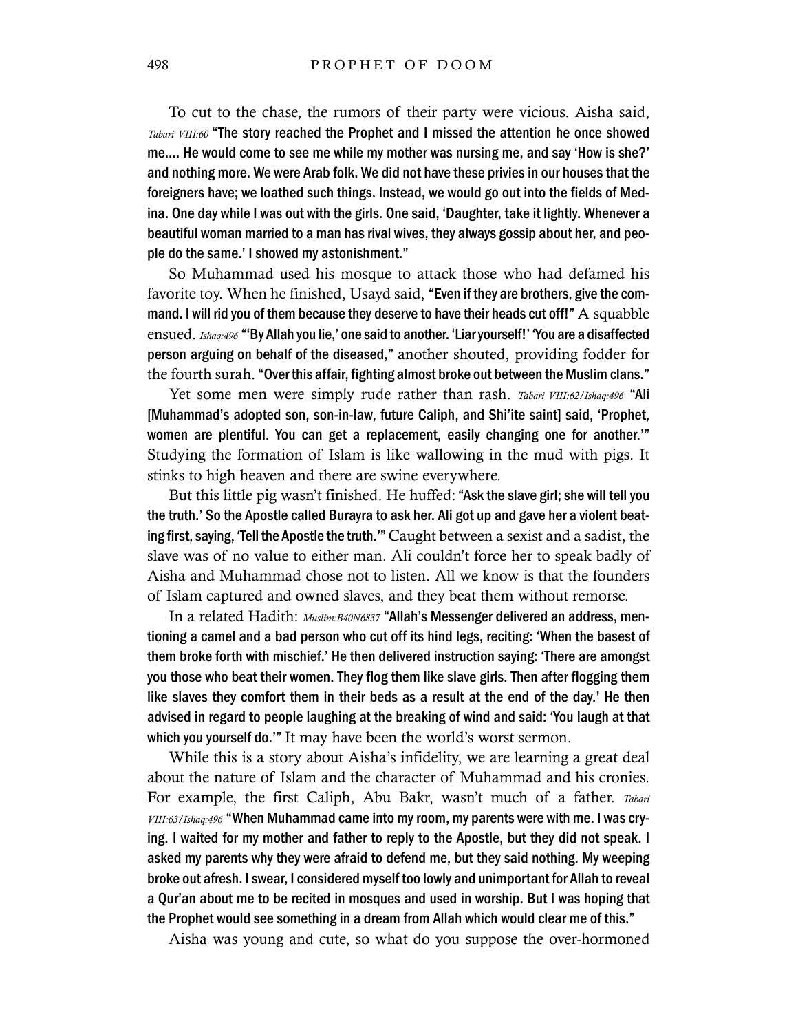To cut to the chase, the rumors of their party were vicious. Aisha said, *Tabari VIII:60* **"The story reached the Prophet and I missed the attention he once showed me…. He would come to see me while my mother was nursing me, and say 'How is she?' and nothing more. We were Arab folk. We did not have these privies in our houses that the foreigners have; we loathed such things. Instead, we would go out into the fields of Medina. One day while I was out with the girls. One said, 'Daughter, take it lightly. Whenever a beautiful woman married to a man has rival wives, they always gossip about her, and people do the same.' I showed my astonishment."**

So Muhammad used his mosque to attack those who had defamed his favorite toy. When he finished, Usayd said, **"Even if they are brothers, give the command. I will rid you of them because they deserve to have their heads cut off!"** A squabble ensued. *Ishaq:496* **"'By Allah you lie,' one said to another. 'Liar yourself!' 'You are a disaffected person arguing on behalf of the diseased,"** another shouted, providing fodder for the fourth surah. **"Over this affair, fighting almost broke out between the Muslim clans."**

Yet some men were simply rude rather than rash. *Tabari VIII:62/Ishaq:496* **"Ali [Muhammad's adopted son, son-in-law, future Caliph, and Shi'ite saint] said, 'Prophet, women are plentiful. You can get a replacement, easily changing one for another.'"** Studying the formation of Islam is like wallowing in the mud with pigs. It stinks to high heaven and there are swine everywhere.

But this little pig wasn't finished. He huffed: **"Ask the slave girl; she will tell you the truth.' So the Apostle called Burayra to ask her. Ali got up and gave her a violent beating first, saying, 'Tell the Apostle the truth.'"** Caught between a sexist and a sadist, the slave was of no value to either man. Ali couldn't force her to speak badly of Aisha and Muhammad chose not to listen. All we know is that the founders of Islam captured and owned slaves, and they beat them without remorse.

In a related Hadith: *Muslim:B40N6837* **"Allah's Messenger delivered an address, mentioning a camel and a bad person who cut off its hind legs, reciting: 'When the basest of them broke forth with mischief.' He then delivered instruction saying: 'There are amongst you those who beat their women. They flog them like slave girls. Then after flogging them like slaves they comfort them in their beds as a result at the end of the day.' He then advised in regard to people laughing at the breaking of wind and said: 'You laugh at that which you yourself do.'"** It may have been the world's worst sermon.

While this is a story about Aisha's infidelity, we are learning a great deal about the nature of Islam and the character of Muhammad and his cronies. For example, the first Caliph, Abu Bakr, wasn't much of a father. *Tabari VIII:63/Ishaq:496* **"When Muhammad came into my room, my parents were with me. I was crying. I waited for my mother and father to reply to the Apostle, but they did not speak. I asked my parents why they were afraid to defend me, but they said nothing. My weeping broke out afresh. I swear, I considered myself too lowly and unimportant for Allah to reveal a Qur'an about me to be recited in mosques and used in worship. But I was hoping that the Prophet would see something in a dream from Allah which would clear me of this."**

Aisha was young and cute, so what do you suppose the over-hormoned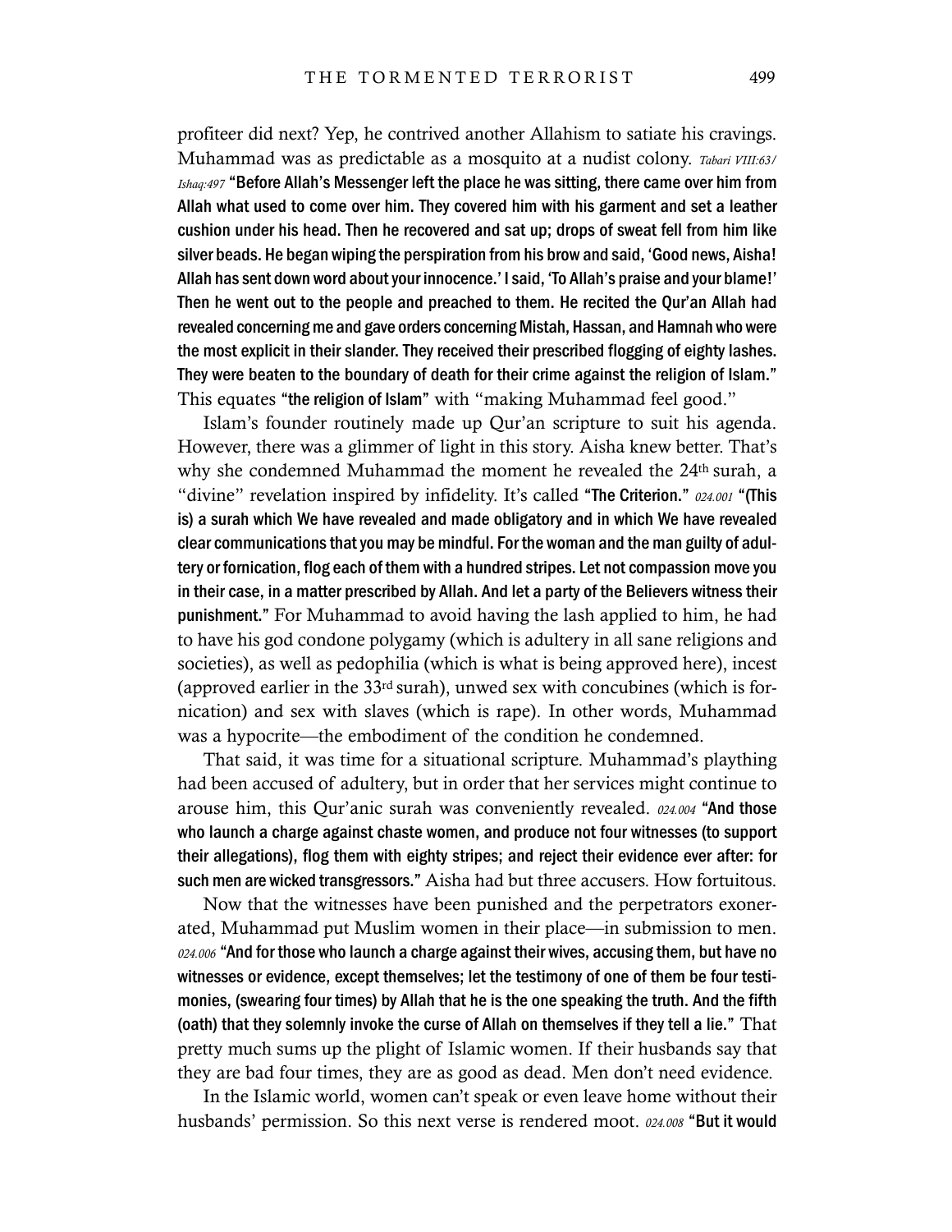profiteer did next? Yep, he contrived another Allahism to satiate his cravings. Muhammad was as predictable as a mosquito at a nudist colony. *Tabari VIII:63/ Ishaq:497* **"Before Allah's Messenger left the place he was sitting, there came over him from Allah what used to come over him. They covered him with his garment and set a leather cushion under his head. Then he recovered and sat up; drops of sweat fell from him like silver beads. He began wiping the perspiration from his brow and said, 'Good news, Aisha! Allah has sent down word about your innocence.' I said, 'To Allah's praise and your blame!' Then he went out to the people and preached to them. He recited the Qur'an Allah had revealed concerning me and gave orders concerning Mistah, Hassan, and Hamnah who were the most explicit in their slander. They received their prescribed flogging of eighty lashes. They were beaten to the boundary of death for their crime against the religion of Islam."** This equates **"the religion of Islam"** with "making Muhammad feel good."

Islam's founder routinely made up Qur'an scripture to suit his agenda. However, there was a glimmer of light in this story. Aisha knew better. That's why she condemned Muhammad the moment he revealed the 24th surah, a "divine" revelation inspired by infidelity. It's called **"The Criterion."** *024.001* **"(This is) a surah which We have revealed and made obligatory and in which We have revealed clear communications that you may be mindful. For the woman and the man guilty of adultery or fornication, flog each of them with a hundred stripes. Let not compassion move you in their case, in a matter prescribed by Allah. And let a party of the Believers witness their punishment."** For Muhammad to avoid having the lash applied to him, he had to have his god condone polygamy (which is adultery in all sane religions and societies), as well as pedophilia (which is what is being approved here), incest (approved earlier in the 33rd surah), unwed sex with concubines (which is fornication) and sex with slaves (which is rape). In other words, Muhammad was a hypocrite—the embodiment of the condition he condemned.

That said, it was time for a situational scripture. Muhammad's plaything had been accused of adultery, but in order that her services might continue to arouse him, this Qur'anic surah was conveniently revealed. *024.004* **"And those who launch a charge against chaste women, and produce not four witnesses (to support their allegations), flog them with eighty stripes; and reject their evidence ever after: for such men are wicked transgressors."** Aisha had but three accusers. How fortuitous.

Now that the witnesses have been punished and the perpetrators exonerated, Muhammad put Muslim women in their place—in submission to men. *024.006* **"And for those who launch a charge against their wives, accusing them, but have no witnesses or evidence, except themselves; let the testimony of one of them be four testimonies, (swearing four times) by Allah that he is the one speaking the truth. And the fifth (oath) that they solemnly invoke the curse of Allah on themselves if they tell a lie."** That pretty much sums up the plight of Islamic women. If their husbands say that they are bad four times, they are as good as dead. Men don't need evidence.

In the Islamic world, women can't speak or even leave home without their husbands' permission. So this next verse is rendered moot. *024.008* **"But it would**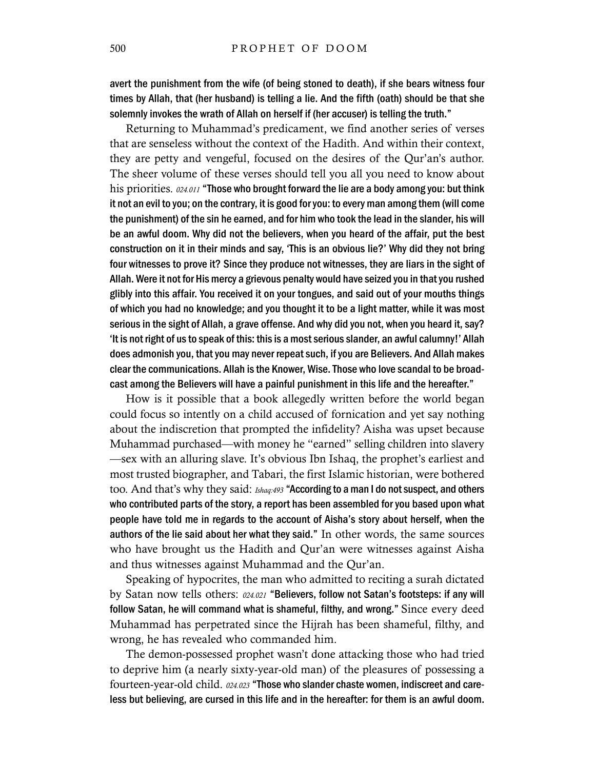**avert the punishment from the wife (of being stoned to death), if she bears witness four times by Allah, that (her husband) is telling a lie. And the fifth (oath) should be that she solemnly invokes the wrath of Allah on herself if (her accuser) is telling the truth."**

Returning to Muhammad's predicament, we find another series of verses that are senseless without the context of the Hadith. And within their context, they are petty and vengeful, focused on the desires of the Qur'an's author. The sheer volume of these verses should tell you all you need to know about his priorities. *024.011* **"Those who brought forward the lie are a body among you: but think it not an evil to you; on the contrary, it is good for you: to every man among them (will come the punishment) of the sin he earned, and for him who took the lead in the slander, his will be an awful doom. Why did not the believers, when you heard of the affair, put the best construction on it in their minds and say, 'This is an obvious lie?' Why did they not bring four witnesses to prove it? Since they produce not witnesses, they are liars in the sight of Allah. Were it not for His mercy a grievous penalty would have seized you in that you rushed glibly into this affair. You received it on your tongues, and said out of your mouths things of which you had no knowledge; and you thought it to be a light matter, while it was most serious in the sight of Allah, a grave offense. And why did you not, when you heard it, say? 'It is not right of us to speak of this: this is a most serious slander, an awful calumny!' Allah does admonish you, that you may never repeat such, if you are Believers. And Allah makes clear the communications. Allah is the Knower, Wise. Those who love scandal to be broadcast among the Believers will have a painful punishment in this life and the hereafter."**

How is it possible that a book allegedly written before the world began could focus so intently on a child accused of fornication and yet say nothing about the indiscretion that prompted the infidelity? Aisha was upset because Muhammad purchased—with money he "earned" selling children into slavery—sex with an alluring slave. It's obvious Ibn Ishaq, the prophet's earliest and most trusted biographer, and Tabari, the first Islamic historian, were bothered too. And that's why they said: *Ishaq:493* **"According to a man I do not suspect, and others who contributed parts of the story, a report has been assembled for you based upon what people have told me in regards to the account of Aisha's story about herself, when the authors of the lie said about her what they said."** In other words, the same sources who have brought us the Hadith and Qur'an were witnesses against Aisha and thus witnesses against Muhammad and the Qur'an.

Speaking of hypocrites, the man who admitted to reciting a surah dictated by Satan now tells others: *024.021* **"Believers, follow not Satan's footsteps: if any will follow Satan, he will command what is shameful, filthy, and wrong."** Since every deed Muhammad has perpetrated since the Hijrah has been shameful, filthy, and wrong, he has revealed who commanded him.

The demon-possessed prophet wasn't done attacking those who had tried to deprive him (a nearly sixty-year-old man) of the pleasures of possessing a fourteen-year-old child. *024.023* **"Those who slander chaste women, indiscreet and careless but believing, are cursed in this life and in the hereafter: for them is an awful doom.**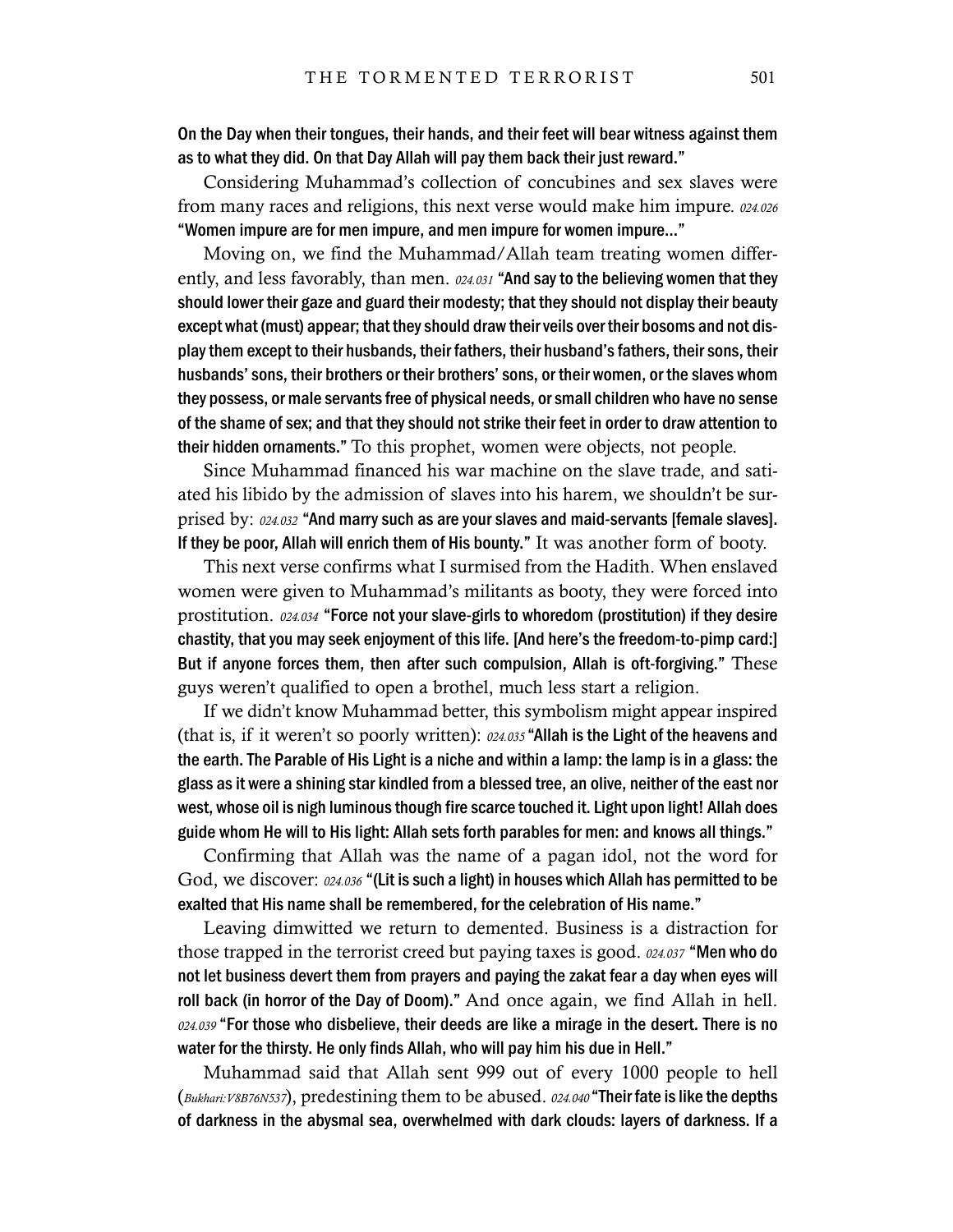**On the Day when their tongues, their hands, and their feet will bear witness against them as to what they did. On that Day Allah will pay them back their just reward."**

Considering Muhammad's collection of concubines and sex slaves were from many races and religions, this next verse would make him impure. *024.026* **"Women impure are for men impure, and men impure for women impure..."**

Moving on, we find the Muhammad/Allah team treating women differently, and less favorably, than men. *024.031* **"And say to the believing women that they should lower their gaze and guard their modesty; that they should not display their beauty except what (must) appear; that they should draw their veils over their bosoms and not display them except to their husbands, their fathers, their husband's fathers, their sons, their husbands' sons, their brothers or their brothers' sons, or their women, or the slaves whom they possess, or male servants free of physical needs, or small children who have no sense of the shame of sex; and that they should not strike their feet in order to draw attention to their hidden ornaments."** To this prophet, women were objects, not people.

Since Muhammad financed his war machine on the slave trade, and satiated his libido by the admission of slaves into his harem, we shouldn't be surprised by: *024.032* **"And marry such as are your slaves and maid-servants [female slaves]. If they be poor, Allah will enrich them of His bounty."** It was another form of booty.

This next verse confirms what I surmised from the Hadith. When enslaved women were given to Muhammad's militants as booty, they were forced into prostitution. *024.034* **"Force not your slave-girls to whoredom (prostitution) if they desire chastity, that you may seek enjoyment of this life. [And here's the freedom-to-pimp card:] But if anyone forces them, then after such compulsion, Allah is oft-forgiving."** These guys weren't qualified to open a brothel, much less start a religion.

If we didn't know Muhammad better, this symbolism might appear inspired (that is, if it weren't so poorly written): *024.035* **"Allah is the Light of the heavens and the earth. The Parable of His Light is a niche and within a lamp: the lamp is in a glass: the glass as it were a shining star kindled from a blessed tree, an olive, neither of the east nor west, whose oil is nigh luminous though fire scarce touched it. Light upon light! Allah does guide whom He will to His light: Allah sets forth parables for men: and knows all things."**

Confirming that Allah was the name of a pagan idol, not the word for God, we discover: *024.036* **"(Lit is such a light) in houses which Allah has permitted to be exalted that His name shall be remembered, for the celebration of His name."**

Leaving dimwitted we return to demented. Business is a distraction for those trapped in the terrorist creed but paying taxes is good. *024.037* **"Men who do not let business devert them from prayers and paying the zakat fear a day when eyes will roll back (in horror of the Day of Doom)."** And once again, we find Allah in hell. *024.039* **"For those who disbelieve, their deeds are like a mirage in the desert. There is no water for the thirsty. He only finds Allah, who will pay him his due in Hell."**

Muhammad said that Allah sent 999 out of every 1000 people to hell (*Bukhari:V8B76N537*), predestining them to be abused. *024.040* **"Their fate is like the depths of darkness in the abysmal sea, overwhelmed with dark clouds: layers of darkness. If a**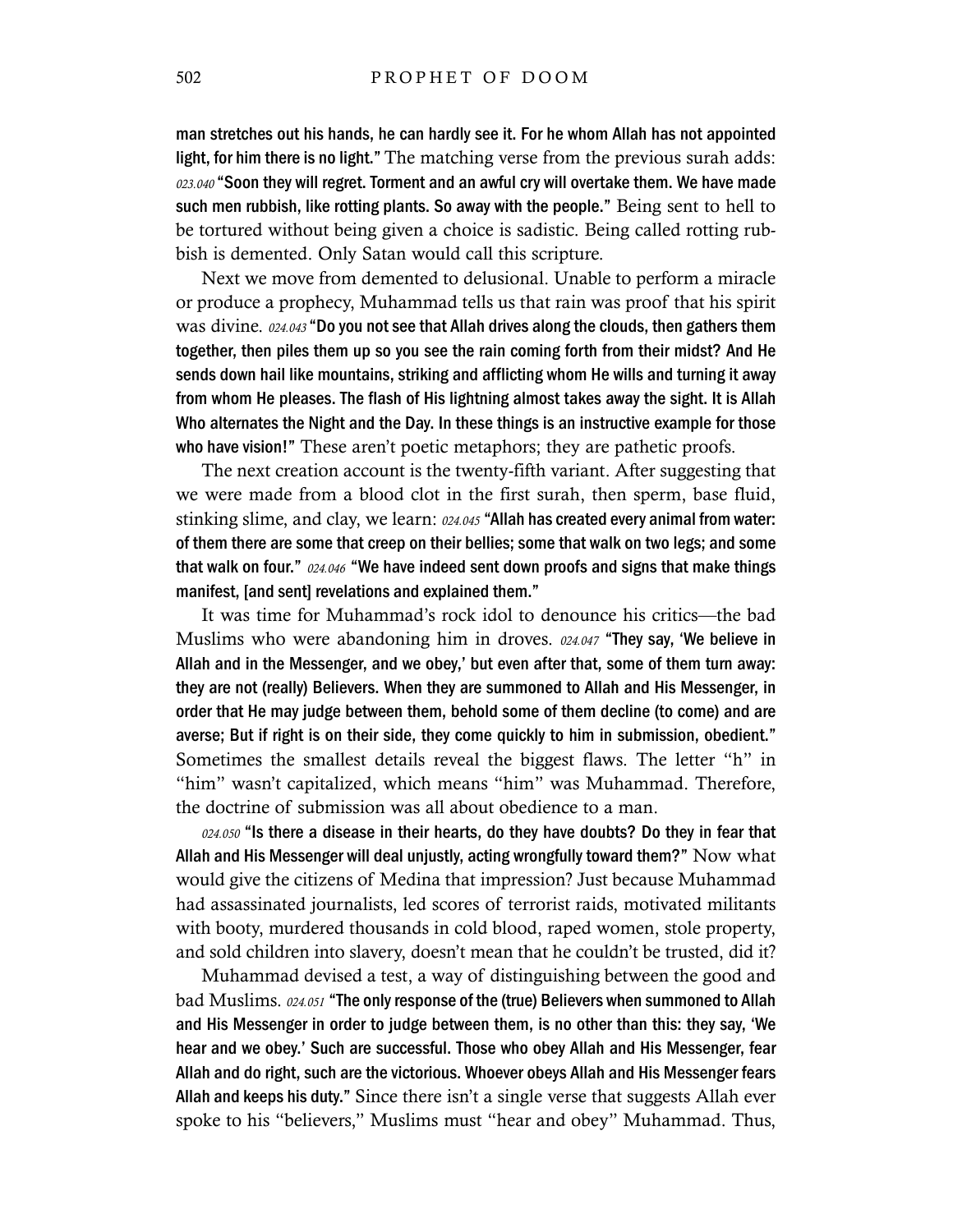man stretches out his hands, he can hardly see it. For he whom Allah has not appointed light, for him there is no light." The matching verse from the previous surah adds: *023.040* "Soon they will regret. Torment and an awful cry will overtake them. We have made such men rubbish, like rotting plants. So away with the people." Being sent to hell to be tortured without being given a choice is sadistic. Being called rotting rubbish is demented. Only Satan would call this scripture.

Next we move from demented to delusional. Unable to perform a miracle or produce a prophecy, Muhammad tells us that rain was proof that his spirit was divine. *024.043* "Do you not see that Allah drives along the clouds, then gathers them together, then piles them up so you see the rain coming forth from their midst? And He sends down hail like mountains, striking and afflicting whom He wills and turning it away from whom He pleases. The flash of His lightning almost takes away the sight. It is Allah Who alternates the Night and the Day. In these things is an instructive example for those who have vision!" These aren't poetic metaphors; they are pathetic proofs.

The next creation account is the twenty-fifth variant. After suggesting that we were made from a blood clot in the first surah, then sperm, base fluid, stinking slime, and clay, we learn: *024.045* "Allah has created every animal from water: of them there are some that creep on their bellies; some that walk on two legs; and some that walk on four." *024.046* "We have indeed sent down proofs and signs that make things manifest, [and sent] revelations and explained them."

It was time for Muhammad's rock idol to denounce his critics—the bad Muslims who were abandoning him in droves. *024.047* "They say, 'We believe in Allah and in the Messenger, and we obey,' but even after that, some of them turn away: they are not (really) Believers. When they are summoned to Allah and His Messenger, in order that He may judge between them, behold some of them decline (to come) and are averse; But if right is on their side, they come quickly to him in submission, obedient." Sometimes the smallest details reveal the biggest flaws. The letter "h" in "him" wasn't capitalized, which means "him" was Muhammad. Therefore, the doctrine of submission was all about obedience to a man.

*024.050* "Is there a disease in their hearts, do they have doubts? Do they in fear that Allah and His Messenger will deal unjustly, acting wrongfully toward them?" Now what would give the citizens of Medina that impression? Just because Muhammad had assassinated journalists, led scores of terrorist raids, motivated militants with booty, murdered thousands in cold blood, raped women, stole property, and sold children into slavery, doesn't mean that he couldn't be trusted, did it?

Muhammad devised a test, a way of distinguishing between the good and bad Muslims. *024.051* "The only response of the (true) Believers when summoned to Allah and His Messenger in order to judge between them, is no other than this: they say, 'We hear and we obey.' Such are successful. Those who obey Allah and His Messenger, fear Allah and do right, such are the victorious. Whoever obeys Allah and His Messenger fears Allah and keeps his duty." Since there isn't a single verse that suggests Allah ever spoke to his "believers," Muslims must "hear and obey" Muhammad. Thus,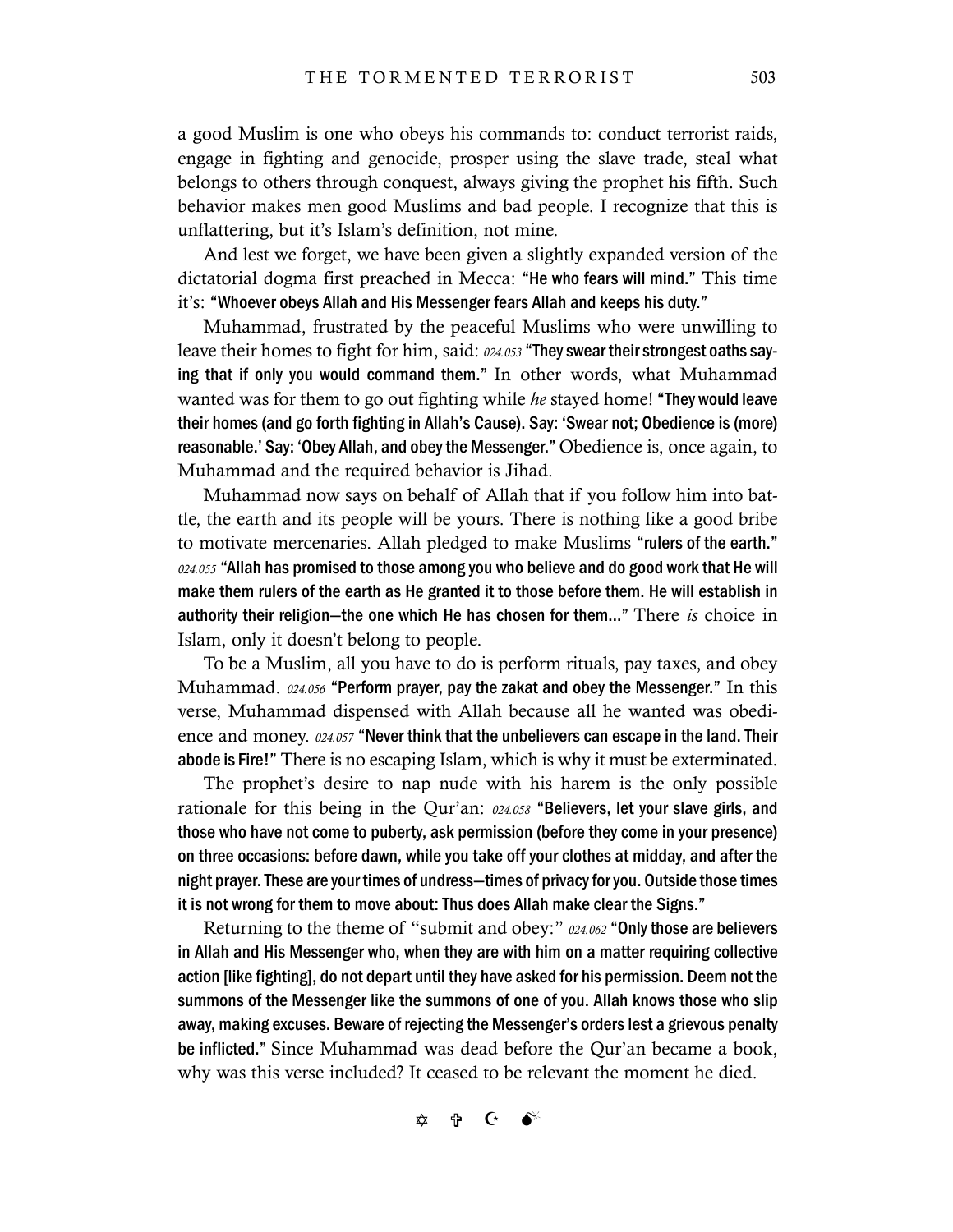a good Muslim is one who obeys his commands to: conduct terrorist raids, engage in fighting and genocide, prosper using the slave trade, steal what belongs to others through conquest, always giving the prophet his fifth. Such behavior makes men good Muslims and bad people. I recognize that this is unflattering, but it's Islam's definition, not mine.

And lest we forget, we have been given a slightly expanded version of the dictatorial dogma first preached in Mecca: **"He who fears will mind."** This time it's: **"Whoever obeys Allah and His Messenger fears Allah and keeps his duty."**

Muhammad, frustrated by the peaceful Muslims who were unwilling to leave their homes to fight for him, said: *024.053* **"They swear their strongest oaths saying that if only you would command them."** In other words, what Muhammad wanted was for them to go out fighting while *he* stayed home! **"They would leave their homes (and go forth fighting in Allah's Cause). Say: 'Swear not; Obedience is (more) reasonable.' Say: 'Obey Allah, and obey the Messenger."** Obedience is, once again, to Muhammad and the required behavior is Jihad.

Muhammad now says on behalf of Allah that if you follow him into battle, the earth and its people will be yours. There is nothing like a good bribe to motivate mercenaries. Allah pledged to make Muslims **"rulers of the earth."** *024.055* **"Allah has promised to those among you who believe and do good work that He will make them rulers of the earth as He granted it to those before them. He will establish in authority their religion—the one which He has chosen for them…"** There *is* choice in Islam, only it doesn't belong to people.

To be a Muslim, all you have to do is perform rituals, pay taxes, and obey Muhammad. *024.056* **"Perform prayer, pay the zakat and obey the Messenger."** In this verse, Muhammad dispensed with Allah because all he wanted was obedience and money. *024.057* **"Never think that the unbelievers can escape in the land. Their abode is Fire!"** There is no escaping Islam, which is why it must be exterminated.

The prophet's desire to nap nude with his harem is the only possible rationale for this being in the Qur'an: *024.058* **"Believers, let your slave girls, and those who have not come to puberty, ask permission (before they come in your presence) on three occasions: before dawn, while you take off your clothes at midday, and after the night prayer. These are your times of undress—times of privacy for you. Outside those times it is not wrong for them to move about: Thus does Allah make clear the Signs."**

Returning to the theme of "submit and obey:" *024.062* **"Only those are believers in Allah and His Messenger who, when they are with him on a matter requiring collective action [like fighting], do not depart until they have asked for his permission. Deem not the summons of the Messenger like the summons of one of you. Allah knows those who slip away, making excuses. Beware of rejecting the Messenger's orders lest a grievous penalty be inflicted."** Since Muhammad was dead before the Qur'an became a book, why was this verse included? It ceased to be relevant the moment he died.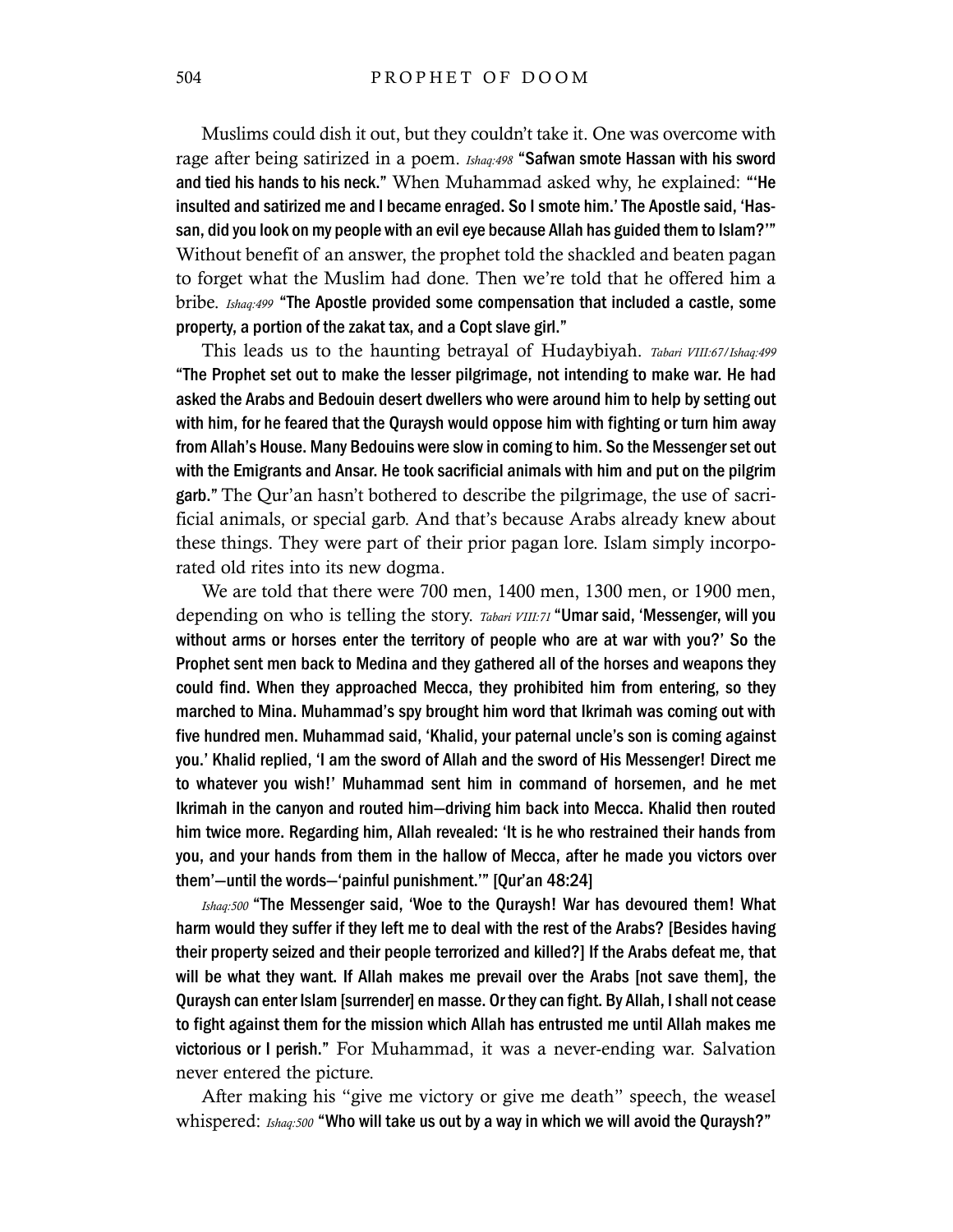Muslims could dish it out, but they couldn't take it. One was overcome with rage after being satirized in a poem. *Ishaq:498* **"Safwan smote Hassan with his sword and tied his hands to his neck."** When Muhammad asked why, he explained: **"'He insulted and satirized me and I became enraged. So I smote him.' The Apostle said, 'Hassan, did you look on my people with an evil eye because Allah has guided them to Islam?'"** Without benefit of an answer, the prophet told the shackled and beaten pagan to forget what the Muslim had done. Then we're told that he offered him a bribe. *Ishaq:499* **"The Apostle provided some compensation that included a castle, some property, a portion of the zakat tax, and a Copt slave girl."**

This leads us to the haunting betrayal of Hudaybiyah. *Tabari VIII:67/Ishaq:499* **"The Prophet set out to make the lesser pilgrimage, not intending to make war. He had asked the Arabs and Bedouin desert dwellers who were around him to help by setting out with him, for he feared that the Quraysh would oppose him with fighting or turn him away from Allah's House. Many Bedouins were slow in coming to him. So the Messenger set out with the Emigrants and Ansar. He took sacrificial animals with him and put on the pilgrim garb."** The Qur'an hasn't bothered to describe the pilgrimage, the use of sacrificial animals, or special garb. And that's because Arabs already knew about these things. They were part of their prior pagan lore. Islam simply incorporated old rites into its new dogma.

We are told that there were 700 men, 1400 men, 1300 men, or 1900 men, depending on who is telling the story. *Tabari VIII:71* **"Umar said, 'Messenger, will you without arms or horses enter the territory of people who are at war with you?' So the Prophet sent men back to Medina and they gathered all of the horses and weapons they could find. When they approached Mecca, they prohibited him from entering, so they marched to Mina. Muhammad's spy brought him word that Ikrimah was coming out with five hundred men. Muhammad said, 'Khalid, your paternal uncle's son is coming against you.' Khalid replied, 'I am the sword of Allah and the sword of His Messenger! Direct me to whatever you wish!' Muhammad sent him in command of horsemen, and he met Ikrimah in the canyon and routed him—driving him back into Mecca. Khalid then routed him twice more. Regarding him, Allah revealed: 'It is he who restrained their hands from you, and your hands from them in the hallow of Mecca, after he made you victors over them'—until the words—'painful punishment.'" [Qur'an 48:24]**

*Ishaq:500* **"The Messenger said, 'Woe to the Quraysh! War has devoured them! What harm would they suffer if they left me to deal with the rest of the Arabs? [Besides having their property seized and their people terrorized and killed?] If the Arabs defeat me, that will be what they want. If Allah makes me prevail over the Arabs [not save them], the Quraysh can enter Islam [surrender] en masse. Or they can fight. By Allah, I shall not cease to fight against them for the mission which Allah has entrusted me until Allah makes me victorious or I perish."** For Muhammad, it was a never-ending war. Salvation never entered the picture.

After making his "give me victory or give me death" speech, the weasel whispered: *Ishaq:500* **"Who will take us out by a way in which we will avoid the Quraysh?"**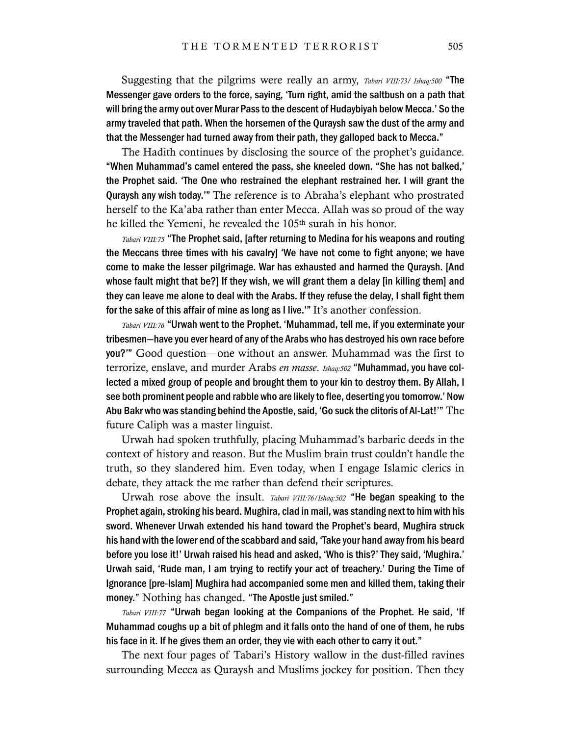Suggesting that the pilgrims were really an army, *Tabari VIII:73/ Ishaq:500* **"The Messenger gave orders to the force, saying, 'Turn right, amid the saltbush on a path that will bring the army out over Murar Pass to the descent of Hudaybiyah below Mecca.' So the army traveled that path. When the horsemen of the Quraysh saw the dust of the army and that the Messenger had turned away from their path, they galloped back to Mecca."**

The Hadith continues by disclosing the source of the prophet's guidance. **"When Muhammad's camel entered the pass, she kneeled down. "She has not balked,' the Prophet said. 'The One who restrained the elephant restrained her. I will grant the Quraysh any wish today.'"** The reference is to Abraha's elephant who prostrated herself to the Ka'aba rather than enter Mecca. Allah was so proud of the way he killed the Yemeni, he revealed the 105th surah in his honor.

*Tabari VIII:75* **"The Prophet said, [after returning to Medina for his weapons and routing the Meccans three times with his cavalry] 'We have not come to fight anyone; we have come to make the lesser pilgrimage. War has exhausted and harmed the Quraysh. [And whose fault might that be?] If they wish, we will grant them a delay [in killing them] and they can leave me alone to deal with the Arabs. If they refuse the delay, I shall fight them for the sake of this affair of mine as long as I live.'"** It's another confession.

*Tabari VIII:76* **"Urwah went to the Prophet. 'Muhammad, tell me, if you exterminate your tribesmen—have you ever heard of any of the Arabs who has destroyed his own race before you?'"** Good question—one without an answer. Muhammad was the first to terrorize, enslave, and murder Arabs *en masse*. *Ishaq:502* **"Muhammad, you have collected a mixed group of people and brought them to your kin to destroy them. By Allah, I see both prominent people and rabble who are likely to flee, deserting you tomorrow.' Now Abu Bakr who was standing behind the Apostle, said, 'Go suck the clitoris of Al-Lat!'"** The future Caliph was a master linguist.

Urwah had spoken truthfully, placing Muhammad's barbaric deeds in the context of history and reason. But the Muslim brain trust couldn't handle the truth, so they slandered him. Even today, when I engage Islamic clerics in debate, they attack the me rather than defend their scriptures.

Urwah rose above the insult. *Tabari VIII:76/Ishaq:502* **"He began speaking to the Prophet again, stroking his beard. Mughira, clad in mail, was standing next to him with his sword. Whenever Urwah extended his hand toward the Prophet's beard, Mughira struck his hand with the lower end of the scabbard and said, 'Take your hand away from his beard before you lose it!' Urwah raised his head and asked, 'Who is this?' They said, 'Mughira.' Urwah said, 'Rude man, I am trying to rectify your act of treachery.' During the Time of Ignorance [pre-Islam] Mughira had accompanied some men and killed them, taking their money."** Nothing has changed. **"The Apostle just smiled."**

*Tabari VIII:77* **"Urwah began looking at the Companions of the Prophet. He said, 'If Muhammad coughs up a bit of phlegm and it falls onto the hand of one of them, he rubs his face in it. If he gives them an order, they vie with each other to carry it out."**

The next four pages of Tabari's History wallow in the dust-filled ravines surrounding Mecca as Quraysh and Muslims jockey for position. Then they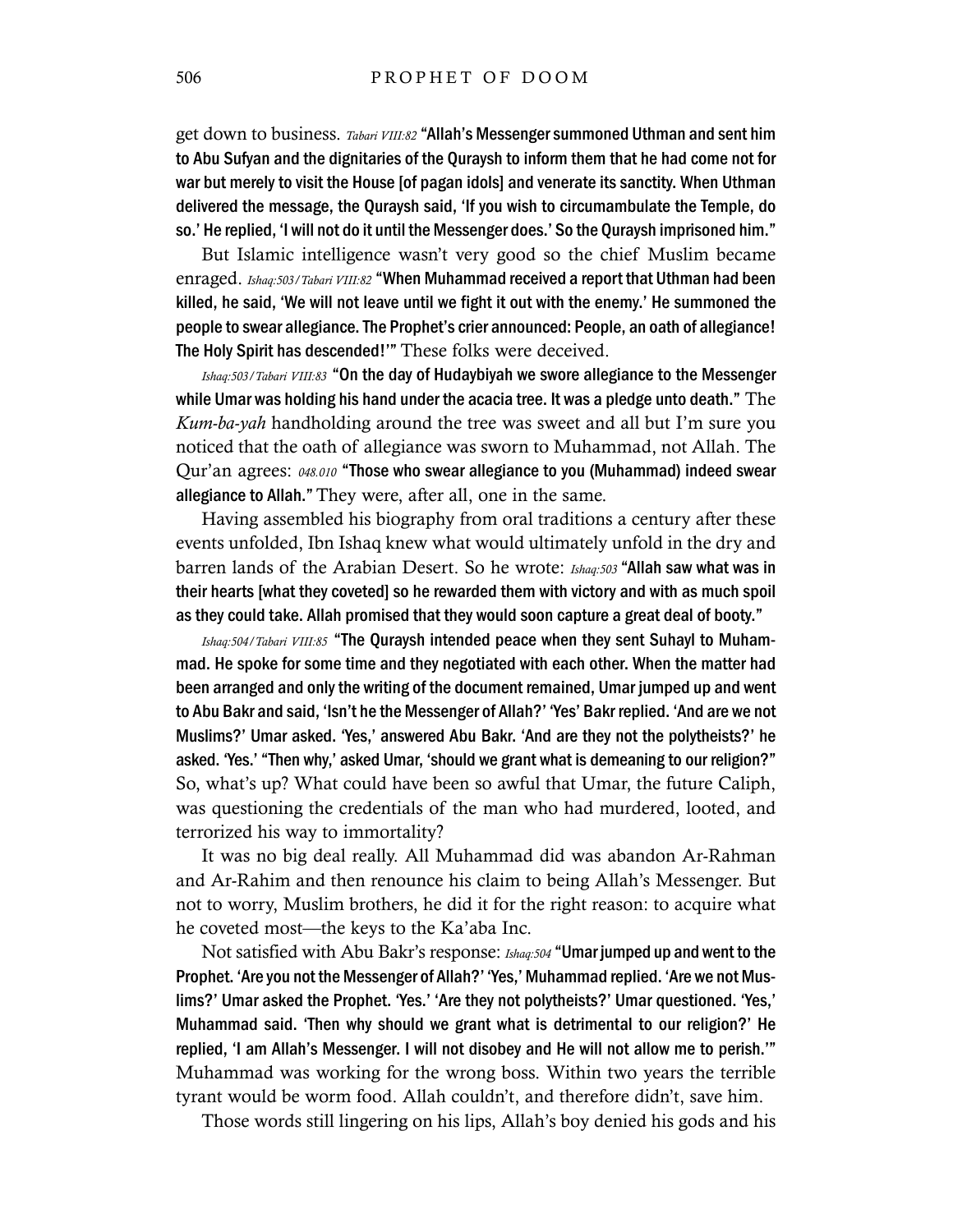get down to business. *Tabari VIII:82* **"Allah's Messenger summoned Uthman and sent him to Abu Sufyan and the dignitaries of the Quraysh to inform them that he had come not for war but merely to visit the House [of pagan idols] and venerate its sanctity. When Uthman delivered the message, the Quraysh said, 'If you wish to circumambulate the Temple, do so.' He replied, 'I will not do it until the Messenger does.' So the Quraysh imprisoned him."**

But Islamic intelligence wasn't very good so the chief Muslim became enraged. *Ishaq:503/Tabari VIII:82* **"When Muhammad received a report that Uthman had been killed, he said, 'We will not leave until we fight it out with the enemy.' He summoned the people to swear allegiance. The Prophet's crier announced: People, an oath of allegiance! The Holy Spirit has descended!'"** These folks were deceived.

*Ishaq:503/Tabari VIII:83* **"On the day of Hudaybiyah we swore allegiance to the Messenger while Umar was holding his hand under the acacia tree. It was a pledge unto death."** The *Kum-ba-yah* handholding around the tree was sweet and all but I'm sure you noticed that the oath of allegiance was sworn to Muhammad, not Allah. The Qur'an agrees: *048.010* **"Those who swear allegiance to you (Muhammad) indeed swear allegiance to Allah."** They were, after all, one in the same.

Having assembled his biography from oral traditions a century after these events unfolded, Ibn Ishaq knew what would ultimately unfold in the dry and barren lands of the Arabian Desert. So he wrote: *Ishaq:503* **"Allah saw what was in their hearts [what they coveted] so he rewarded them with victory and with as much spoil as they could take. Allah promised that they would soon capture a great deal of booty."**

*Ishaq:504/Tabari VIII:85* **"The Quraysh intended peace when they sent Suhayl to Muhammad. He spoke for some time and they negotiated with each other. When the matter had been arranged and only the writing of the document remained, Umar jumped up and went to Abu Bakr and said, 'Isn't he the Messenger of Allah?' 'Yes' Bakr replied. 'And are we not Muslims?' Umar asked. 'Yes,' answered Abu Bakr. 'And are they not the polytheists?' he asked. 'Yes.' "Then why,' asked Umar, 'should we grant what is demeaning to our religion?"** So, what's up? What could have been so awful that Umar, the future Caliph, was questioning the credentials of the man who had murdered, looted, and terrorized his way to immortality?

It was no big deal really. All Muhammad did was abandon Ar-Rahman and Ar-Rahim and then renounce his claim to being Allah's Messenger. But not to worry, Muslim brothers, he did it for the right reason: to acquire what he coveted most—the keys to the Ka'aba Inc.

Not satisfied with Abu Bakr's response: *Ishaq:504* **"Umar jumped up and went to the Prophet. 'Are you not the Messenger of Allah?' 'Yes,' Muhammad replied. 'Are we not Muslims?' Umar asked the Prophet. 'Yes.' 'Are they not polytheists?' Umar questioned. 'Yes,' Muhammad said. 'Then why should we grant what is detrimental to our religion?' He replied, 'I am Allah's Messenger. I will not disobey and He will not allow me to perish.'"** Muhammad was working for the wrong boss. Within two years the terrible tyrant would be worm food. Allah couldn't, and therefore didn't, save him.

Those words still lingering on his lips, Allah's boy denied his gods and his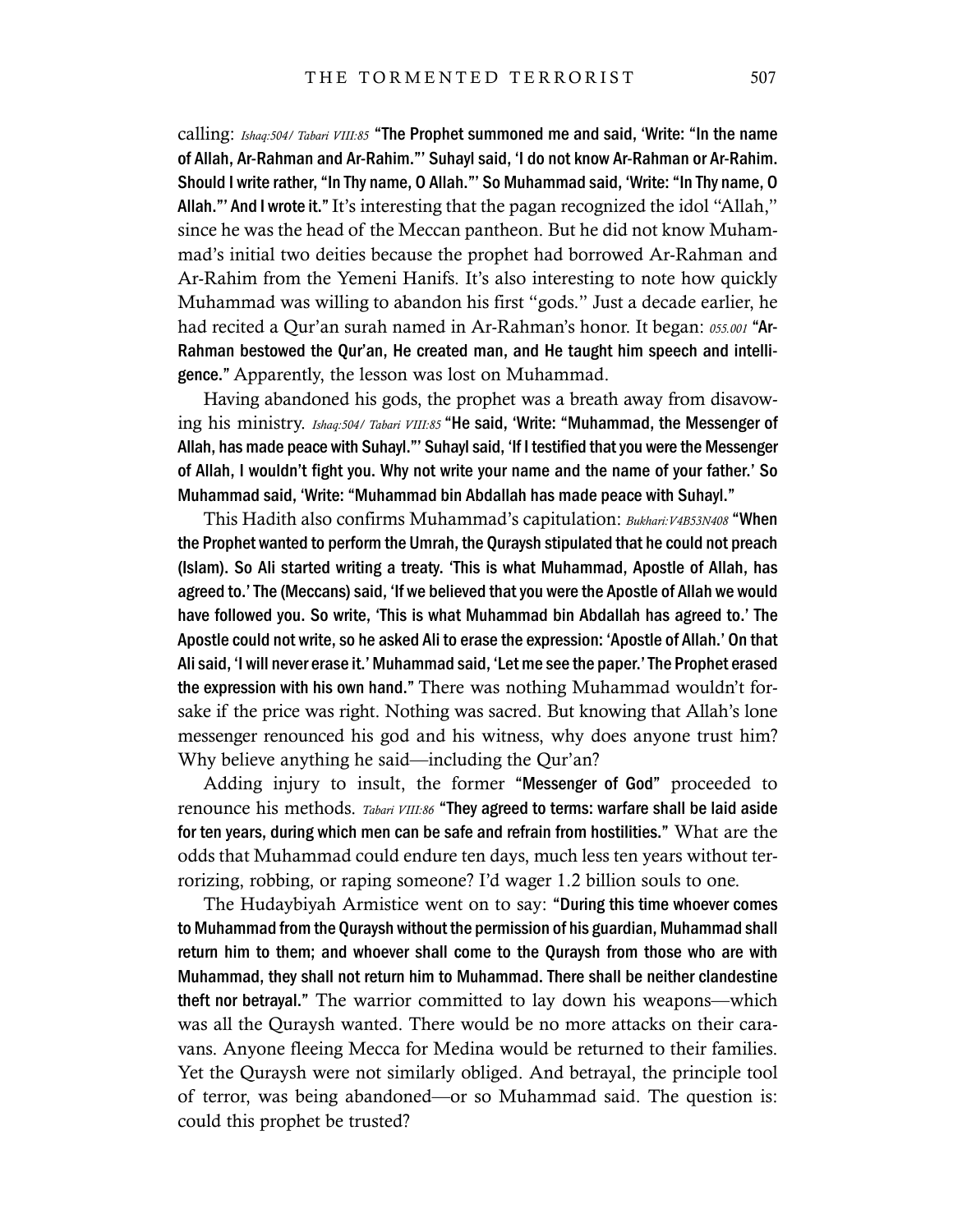calling: *Ishaq:504/ Tabari VIII:85* **"The Prophet summoned me and said, 'Write: "In the name of Allah, Ar-Rahman and Ar-Rahim."' Suhayl said, 'I do not know Ar-Rahman or Ar-Rahim. Should I write rather, "In Thy name, O Allah."' So Muhammad said, 'Write: "In Thy name, O Allah."' And I wrote it."** It's interesting that the pagan recognized the idol "Allah," since he was the head of the Meccan pantheon. But he did not know Muhammad's initial two deities because the prophet had borrowed Ar-Rahman and Ar-Rahim from the Yemeni Hanifs. It's also interesting to note how quickly Muhammad was willing to abandon his first "gods." Just a decade earlier, he had recited a Qur'an surah named in Ar-Rahman's honor. It began: *055.001* **"Ar-Rahman bestowed the Qur'an, He created man, and He taught him speech and intelligence."** Apparently, the lesson was lost on Muhammad.

Having abandoned his gods, the prophet was a breath away from disavowing his ministry. *Ishaq:504/ Tabari VIII:85* **"He said, 'Write: "Muhammad, the Messenger of Allah, has made peace with Suhayl."' Suhayl said, 'If I testified that you were the Messenger of Allah, I wouldn't fight you. Why not write your name and the name of your father.' So Muhammad said, 'Write: "Muhammad bin Abdallah has made peace with Suhayl."**

This Hadith also confirms Muhammad's capitulation: *Bukhari:V4B53N408* **"When the Prophet wanted to perform the Umrah, the Quraysh stipulated that he could not preach (Islam). So Ali started writing a treaty. 'This is what Muhammad, Apostle of Allah, has agreed to.' The (Meccans) said, 'If we believed that you were the Apostle of Allah we would have followed you. So write, 'This is what Muhammad bin Abdallah has agreed to.' The Apostle could not write, so he asked Ali to erase the expression: 'Apostle of Allah.' On that Ali said, 'I will never erase it.' Muhammad said, 'Let me see the paper.' The Prophet erased the expression with his own hand."** There was nothing Muhammad wouldn't forsake if the price was right. Nothing was sacred. But knowing that Allah's lone messenger renounced his god and his witness, why does anyone trust him? Why believe anything he said—including the Qur'an?

Adding injury to insult, the former **"Messenger of God"** proceeded to renounce his methods. *Tabari VIII:86* **"They agreed to terms: warfare shall be laid aside for ten years, during which men can be safe and refrain from hostilities."** What are the odds that Muhammad could endure ten days, much less ten years without terrorizing, robbing, or raping someone? I'd wager 1.2 billion souls to one.

The Hudaybiyah Armistice went on to say: **"During this time whoever comes to Muhammad from the Quraysh without the permission of his guardian, Muhammad shall return him to them; and whoever shall come to the Quraysh from those who are with Muhammad, they shall not return him to Muhammad. There shall be neither clandestine theft nor betrayal."** The warrior committed to lay down his weapons—which was all the Quraysh wanted. There would be no more attacks on their caravans. Anyone fleeing Mecca for Medina would be returned to their families. Yet the Quraysh were not similarly obliged. And betrayal, the principle tool of terror, was being abandoned—or so Muhammad said. The question is: could this prophet be trusted?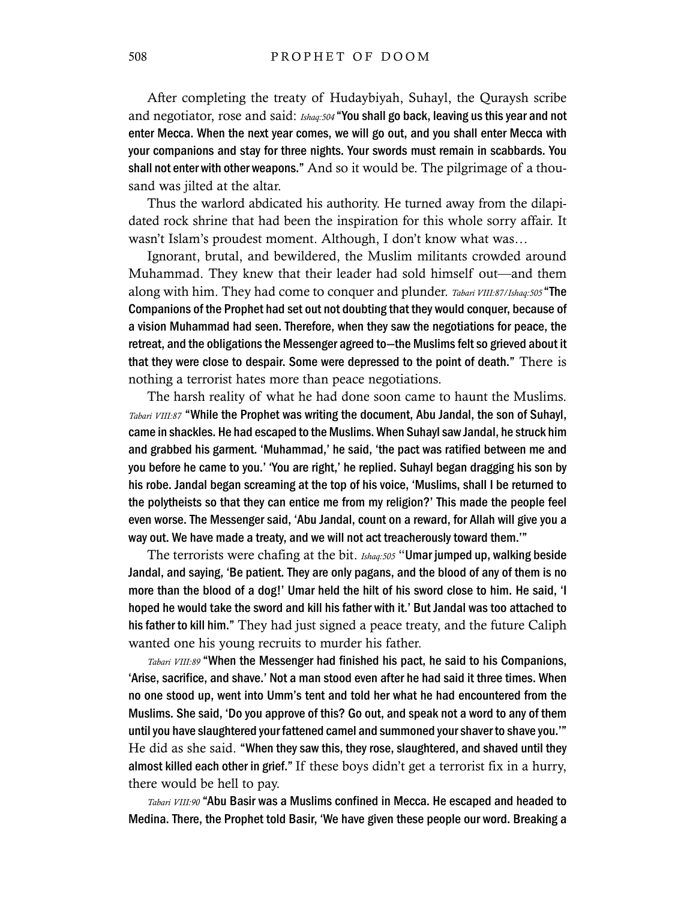After completing the treaty of Hudaybiyah, Suhayl, the Quraysh scribe and negotiator, rose and said: *Ishaq:504* **"You shall go back, leaving us this year and not enter Mecca. When the next year comes, we will go out, and you shall enter Mecca with your companions and stay for three nights. Your swords must remain in scabbards. You shall not enter with other weapons."** And so it would be. The pilgrimage of a thousand was jilted at the altar.

Thus the warlord abdicated his authority. He turned away from the dilapidated rock shrine that had been the inspiration for this whole sorry affair. It wasn't Islam's proudest moment. Although, I don't know what was…

Ignorant, brutal, and bewildered, the Muslim militants crowded around Muhammad. They knew that their leader had sold himself out—and them along with him. They had come to conquer and plunder. *Tabari VIII:87/Ishaq:505* **"The Companions of the Prophet had set out not doubting that they would conquer, because of a vision Muhammad had seen. Therefore, when they saw the negotiations for peace, the retreat, and the obligations the Messenger agreed to—the Muslims felt so grieved about it that they were close to despair. Some were depressed to the point of death."** There is nothing a terrorist hates more than peace negotiations.

The harsh reality of what he had done soon came to haunt the Muslims. *Tabari VIII:87* **"While the Prophet was writing the document, Abu Jandal, the son of Suhayl, came in shackles. He had escaped to the Muslims. When Suhayl saw Jandal, he struck him and grabbed his garment. 'Muhammad,' he said, 'the pact was ratified between me and you before he came to you.' 'You are right,' he replied. Suhayl began dragging his son by his robe. Jandal began screaming at the top of his voice, 'Muslims, shall I be returned to the polytheists so that they can entice me from my religion?' This made the people feel even worse. The Messenger said, 'Abu Jandal, count on a reward, for Allah will give you a way out. We have made a treaty, and we will not act treacherously toward them.'"**

The terrorists were chafing at the bit. *Ishaq:505* **"Umar jumped up, walking beside Jandal, and saying, 'Be patient. They are only pagans, and the blood of any of them is no more than the blood of a dog!' Umar held the hilt of his sword close to him. He said, 'I hoped he would take the sword and kill his father with it.' But Jandal was too attached to his father to kill him."** They had just signed a peace treaty, and the future Caliph wanted one his young recruits to murder his father.

*Tabari VIII:89* **"When the Messenger had finished his pact, he said to his Companions, 'Arise, sacrifice, and shave.' Not a man stood even after he had said it three times. When no one stood up, went into Umm's tent and told her what he had encountered from the Muslims. She said, 'Do you approve of this? Go out, and speak not a word to any of them until you have slaughtered your fattened camel and summoned your shaver to shave you.'"** He did as she said. **"When they saw this, they rose, slaughtered, and shaved until they almost killed each other in grief."** If these boys didn't get a terrorist fix in a hurry, there would be hell to pay.

*Tabari VIII:90* **"Abu Basir was a Muslims confined in Mecca. He escaped and headed to Medina. There, the Prophet told Basir, 'We have given these people our word. Breaking a**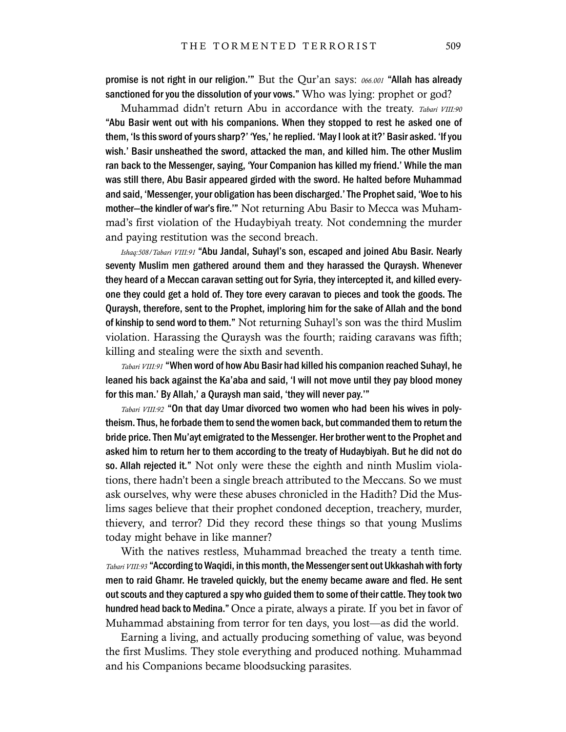**promise is not right in our religion.'"** But the Qur'an says: *066.001* **"Allah has already sanctioned for you the dissolution of your vows."** Who was lying: prophet or god?

Muhammad didn't return Abu in accordance with the treaty. *Tabari VIII:90* **"Abu Basir went out with his companions. When they stopped to rest he asked one of them, 'Is this sword of yours sharp?' 'Yes,' he replied. 'May I look at it?' Basir asked. 'If you wish.' Basir unsheathed the sword, attacked the man, and killed him. The other Muslim ran back to the Messenger, saying, 'Your Companion has killed my friend.' While the man was still there, Abu Basir appeared girded with the sword. He halted before Muhammad and said, 'Messenger, your obligation has been discharged.' The Prophet said, 'Woe to his mother—the kindler of war's fire.'"** Not returning Abu Basir to Mecca was Muhammad's first violation of the Hudaybiyah treaty. Not condemning the murder and paying restitution was the second breach.

*Ishaq:508/Tabari VIII:91* **"Abu Jandal, Suhayl's son, escaped and joined Abu Basir. Nearly seventy Muslim men gathered around them and they harassed the Quraysh. Whenever they heard of a Meccan caravan setting out for Syria, they intercepted it, and killed everyone they could get a hold of. They tore every caravan to pieces and took the goods. The Quraysh, therefore, sent to the Prophet, imploring him for the sake of Allah and the bond of kinship to send word to them."** Not returning Suhayl's son was the third Muslim violation. Harassing the Quraysh was the fourth; raiding caravans was fifth; killing and stealing were the sixth and seventh.

*Tabari VIII:91* **"When word of how Abu Basir had killed his companion reached Suhayl, he leaned his back against the Ka'aba and said, 'I will not move until they pay blood money for this man.' By Allah,' a Quraysh man said, 'they will never pay.'"**

*Tabari VIII:92* **"On that day Umar divorced two women who had been his wives in polytheism. Thus, he forbade them to send the women back, but commanded them to return the bride price. Then Mu'ayt emigrated to the Messenger. Her brother went to the Prophet and asked him to return her to them according to the treaty of Hudaybiyah. But he did not do so. Allah rejected it."** Not only were these the eighth and ninth Muslim violations, there hadn't been a single breach attributed to the Meccans. So we must ask ourselves, why were these abuses chronicled in the Hadith? Did the Muslims sages believe that their prophet condoned deception, treachery, murder, thievery, and terror? Did they record these things so that young Muslims today might behave in like manner?

With the natives restless, Muhammad breached the treaty a tenth time. *Tabari VIII:93* **"According to Waqidi, in this month, the Messenger sent out Ukkashah with forty men to raid Ghamr. He traveled quickly, but the enemy became aware and fled. He sent out scouts and they captured a spy who guided them to some of their cattle. They took two hundred head back to Medina."** Once a pirate, always a pirate. If you bet in favor of Muhammad abstaining from terror for ten days, you lost—as did the world.

Earning a living, and actually producing something of value, was beyond the first Muslims. They stole everything and produced nothing. Muhammad and his Companions became bloodsucking parasites.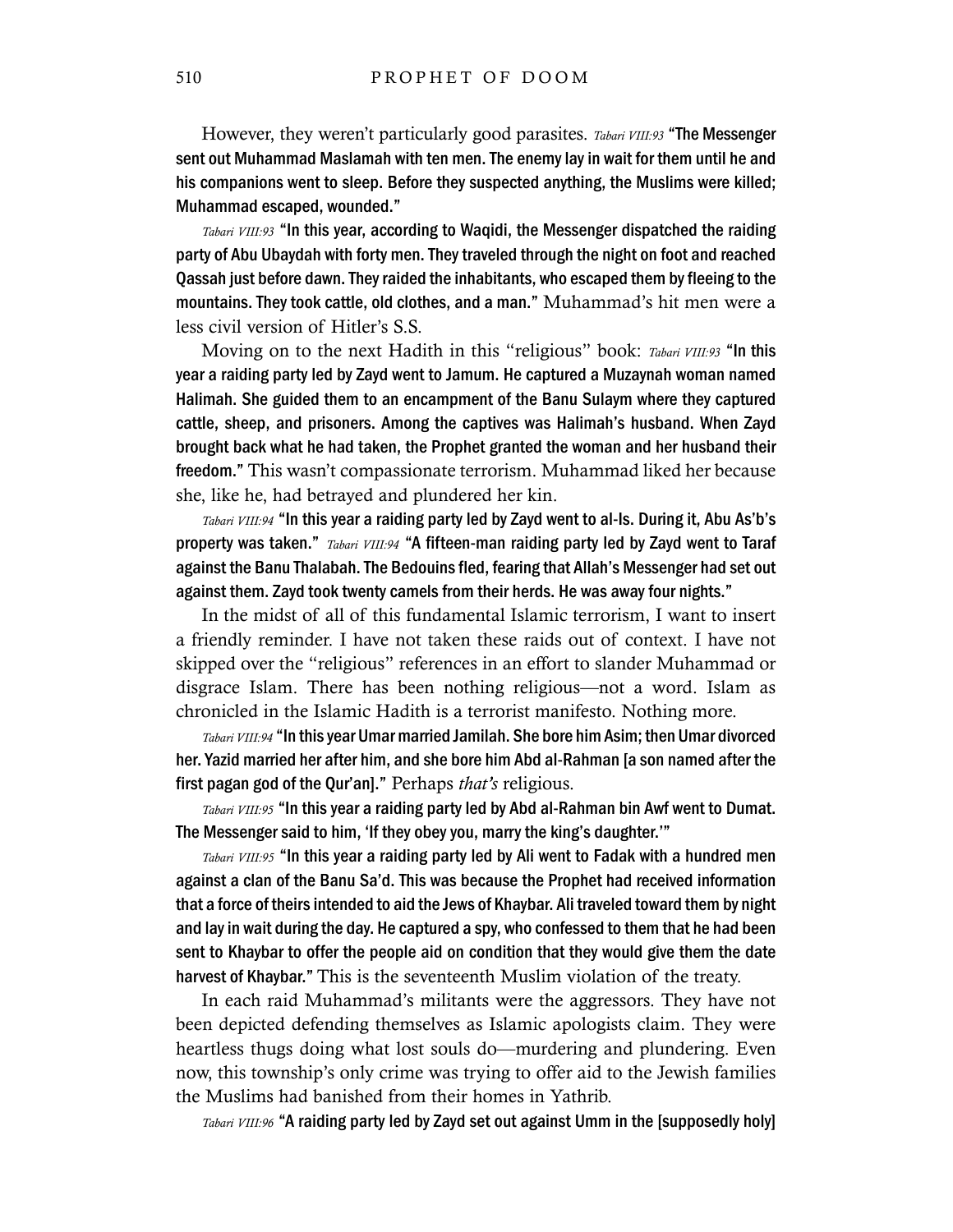However, they weren't particularly good parasites. *Tabari VIII:93* **"The Messenger sent out Muhammad Maslamah with ten men. The enemy lay in wait for them until he and his companions went to sleep. Before they suspected anything, the Muslims were killed; Muhammad escaped, wounded."**

*Tabari VIII:93* **"In this year, according to Waqidi, the Messenger dispatched the raiding party of Abu Ubaydah with forty men. They traveled through the night on foot and reached Qassah just before dawn. They raided the inhabitants, who escaped them by fleeing to the mountains. They took cattle, old clothes, and a man."** Muhammad's hit men were a less civil version of Hitler's S.S.

Moving on to the next Hadith in this "religious" book: *Tabari VIII:93* **"In this year a raiding party led by Zayd went to Jamum. He captured a Muzaynah woman named Halimah. She guided them to an encampment of the Banu Sulaym where they captured cattle, sheep, and prisoners. Among the captives was Halimah's husband. When Zayd brought back what he had taken, the Prophet granted the woman and her husband their freedom."** This wasn't compassionate terrorism. Muhammad liked her because she, like he, had betrayed and plundered her kin.

*Tabari VIII:94* **"In this year a raiding party led by Zayd went to al-Is. During it, Abu As'b's property was taken."** *Tabari VIII:94* **"A fifteen-man raiding party led by Zayd went to Taraf against the Banu Thalabah. The Bedouins fled, fearing that Allah's Messenger had set out against them. Zayd took twenty camels from their herds. He was away four nights."**

In the midst of all of this fundamental Islamic terrorism, I want to insert a friendly reminder. I have not taken these raids out of context. I have not skipped over the "religious" references in an effort to slander Muhammad or disgrace Islam. There has been nothing religious—not a word. Islam as chronicled in the Islamic Hadith is a terrorist manifesto. Nothing more.

*Tabari VIII:94* **"In this year Umar married Jamilah. She bore him Asim; then Umar divorced her. Yazid married her after him, and she bore him Abd al-Rahman [a son named after the first pagan god of the Qur'an]."** Perhaps *that's* religious.

*Tabari VIII:95* **"In this year a raiding party led by Abd al-Rahman bin Awf went to Dumat. The Messenger said to him, 'If they obey you, marry the king's daughter.'"**

*Tabari VIII:95* **"In this year a raiding party led by Ali went to Fadak with a hundred men against a clan of the Banu Sa'd. This was because the Prophet had received information that a force of theirs intended to aid the Jews of Khaybar. Ali traveled toward them by night and lay in wait during the day. He captured a spy, who confessed to them that he had been sent to Khaybar to offer the people aid on condition that they would give them the date harvest of Khaybar."** This is the seventeenth Muslim violation of the treaty.

In each raid Muhammad's militants were the aggressors. They have not been depicted defending themselves as Islamic apologists claim. They were heartless thugs doing what lost souls do—murdering and plundering. Even now, this township's only crime was trying to offer aid to the Jewish families the Muslims had banished from their homes in Yathrib.

*Tabari VIII:96* **"A raiding party led by Zayd set out against Umm in the [supposedly holy]**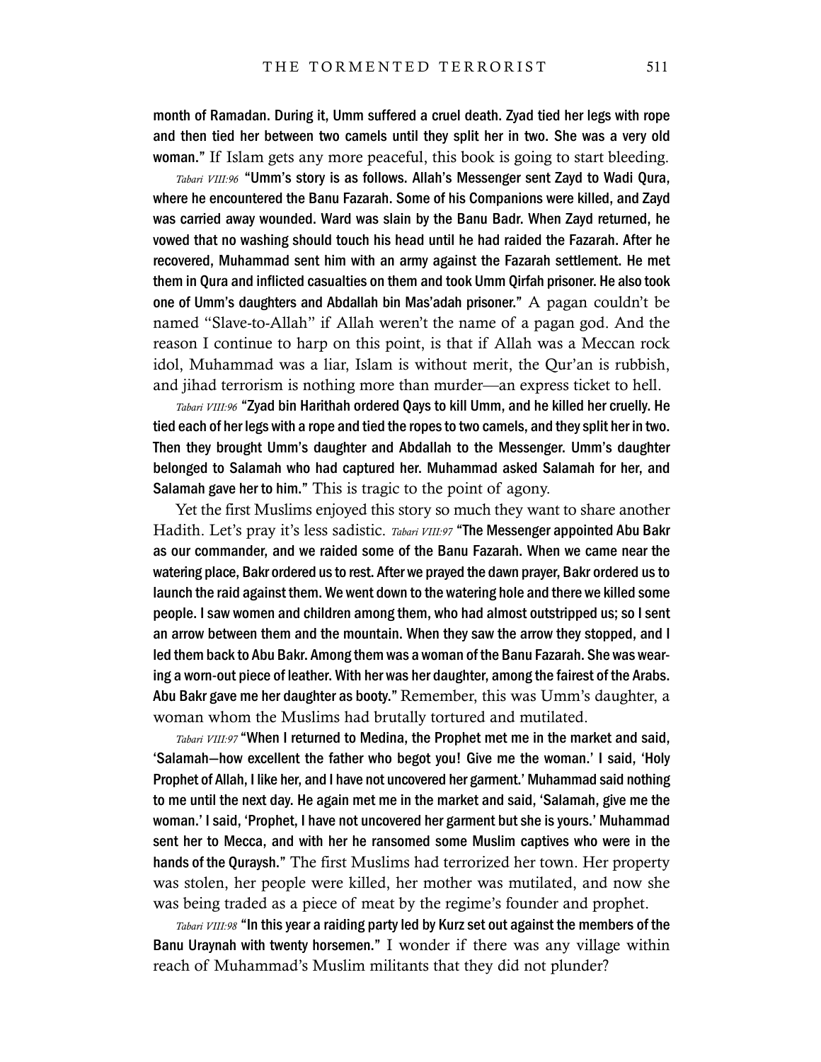**month of Ramadan. During it, Umm suffered a cruel death. Zyad tied her legs with rope and then tied her between two camels until they split her in two. She was a very old woman."** If Islam gets any more peaceful, this book is going to start bleeding.

*Tabari VIII:96* **"Umm's story is as follows. Allah's Messenger sent Zayd to Wadi Qura, where he encountered the Banu Fazarah. Some of his Companions were killed, and Zayd was carried away wounded. Ward was slain by the Banu Badr. When Zayd returned, he vowed that no washing should touch his head until he had raided the Fazarah. After he recovered, Muhammad sent him with an army against the Fazarah settlement. He met them in Qura and inflicted casualties on them and took Umm Qirfah prisoner. He also took one of Umm's daughters and Abdallah bin Mas'adah prisoner."** A pagan couldn't be named "Slave-to-Allah" if Allah weren't the name of a pagan god. And the reason I continue to harp on this point, is that if Allah was a Meccan rock idol, Muhammad was a liar, Islam is without merit, the Qur'an is rubbish, and jihad terrorism is nothing more than murder—an express ticket to hell.

*Tabari VIII:96* **"Zyad bin Harithah ordered Qays to kill Umm, and he killed her cruelly. He tied each of her legs with a rope and tied the ropes to two camels, and they split her in two. Then they brought Umm's daughter and Abdallah to the Messenger. Umm's daughter belonged to Salamah who had captured her. Muhammad asked Salamah for her, and Salamah gave her to him."** This is tragic to the point of agony.

Yet the first Muslims enjoyed this story so much they want to share another Hadith. Let's pray it's less sadistic. *Tabari VIII:97* **"The Messenger appointed Abu Bakr as our commander, and we raided some of the Banu Fazarah. When we came near the watering place, Bakr ordered us to rest. After we prayed the dawn prayer, Bakr ordered us to launch the raid against them. We went down to the watering hole and there we killed some people. I saw women and children among them, who had almost outstripped us; so I sent an arrow between them and the mountain. When they saw the arrow they stopped, and I led them back to Abu Bakr. Among them was a woman of the Banu Fazarah. She was wearing a worn-out piece of leather. With her was her daughter, among the fairest of the Arabs. Abu Bakr gave me her daughter as booty."** Remember, this was Umm's daughter, a woman whom the Muslims had brutally tortured and mutilated.

*Tabari VIII:97* **"When I returned to Medina, the Prophet met me in the market and said, 'Salamah—how excellent the father who begot you! Give me the woman.' I said, 'Holy Prophet of Allah, I like her, and I have not uncovered her garment.' Muhammad said nothing to me until the next day. He again met me in the market and said, 'Salamah, give me the woman.' I said, 'Prophet, I have not uncovered her garment but she is yours.' Muhammad sent her to Mecca, and with her he ransomed some Muslim captives who were in the hands of the Quraysh."** The first Muslims had terrorized her town. Her property was stolen, her people were killed, her mother was mutilated, and now she was being traded as a piece of meat by the regime's founder and prophet.

*Tabari VIII:98* **"In this year a raiding party led by Kurz set out against the members of the Banu Uraynah with twenty horsemen."** I wonder if there was any village within reach of Muhammad's Muslim militants that they did not plunder?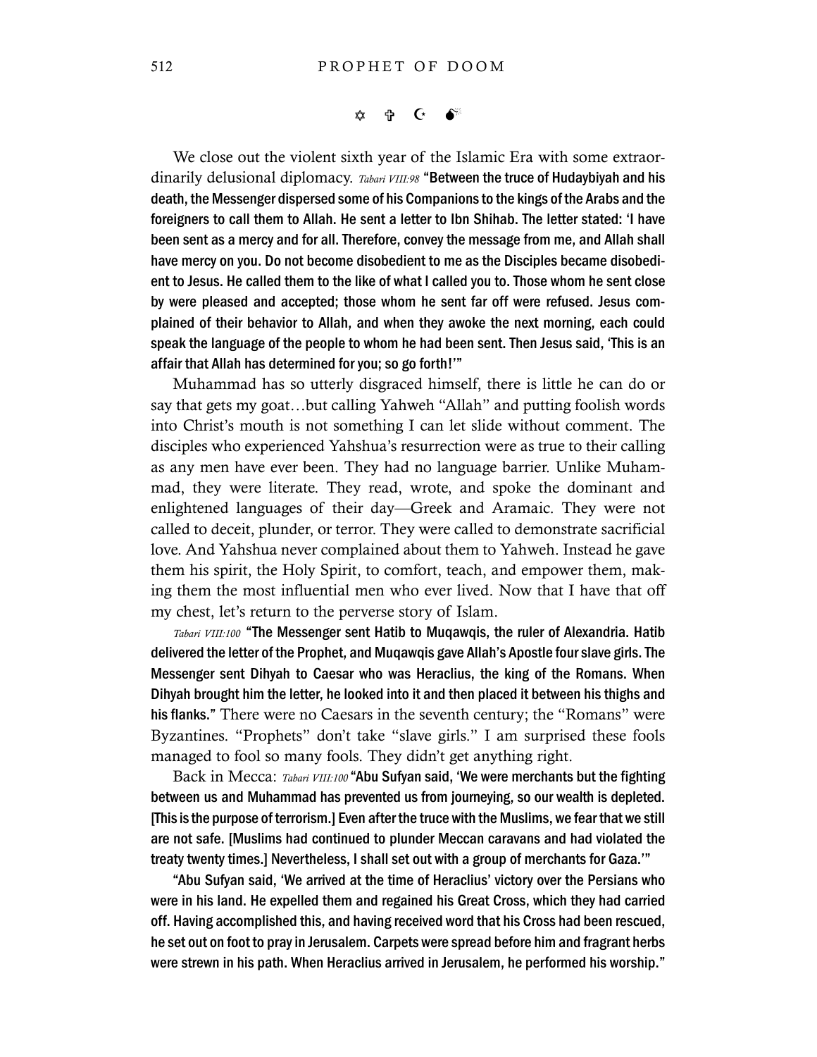✡ ✞ ☪ 💣

We close out the violent sixth year of the Islamic Era with some extraordinarily delusional diplomacy. *Tabari VIII:98* **"Between the truce of Hudaybiyah and his death, the Messenger dispersed some of his Companions to the kings of the Arabs and the foreigners to call them to Allah. He sent a letter to Ibn Shihab. The letter stated: 'I have been sent as a mercy and for all. Therefore, convey the message from me, and Allah shall have mercy on you. Do not become disobedient to me as the Disciples became disobedient to Jesus. He called them to the like of what I called you to. Those whom he sent close by were pleased and accepted; those whom he sent far off were refused. Jesus complained of their behavior to Allah, and when they awoke the next morning, each could speak the language of the people to whom he had been sent. Then Jesus said, 'This is an affair that Allah has determined for you; so go forth!'"**

Muhammad has so utterly disgraced himself, there is little he can do or say that gets my goat…but calling Yahweh "Allah" and putting foolish words into Christ's mouth is not something I can let slide without comment. The disciples who experienced Yahshua's resurrection were as true to their calling as any men have ever been. They had no language barrier. Unlike Muhammad, they were literate. They read, wrote, and spoke the dominant and enlightened languages of their day—Greek and Aramaic. They were not called to deceit, plunder, or terror. They were called to demonstrate sacrificial love. And Yahshua never complained about them to Yahweh. Instead he gave them his spirit, the Holy Spirit, to comfort, teach, and empower them, making them the most influential men who ever lived. Now that I have that off my chest, let's return to the perverse story of Islam.

*Tabari VIII:100* **"The Messenger sent Hatib to Muqawqis, the ruler of Alexandria. Hatib delivered the letter of the Prophet, and Muqawqis gave Allah's Apostle four slave girls. The Messenger sent Dihyah to Caesar who was Heraclius, the king of the Romans. When Dihyah brought him the letter, he looked into it and then placed it between his thighs and his flanks."** There were no Caesars in the seventh century; the "Romans" were Byzantines. "Prophets" don't take "slave girls." I am surprised these fools managed to fool so many fools. They didn't get anything right.

Back in Mecca: *Tabari VIII:100* **"Abu Sufyan said, 'We were merchants but the fighting between us and Muhammad has prevented us from journeying, so our wealth is depleted. [This is the purpose of terrorism.] Even after the truce with the Muslims, we fear that we still are not safe. [Muslims had continued to plunder Meccan caravans and had violated the treaty twenty times.] Nevertheless, I shall set out with a group of merchants for Gaza.'"**

**"Abu Sufyan said, 'We arrived at the time of Heraclius' victory over the Persians who were in his land. He expelled them and regained his Great Cross, which they had carried off. Having accomplished this, and having received word that his Cross had been rescued, he set out on foot to pray in Jerusalem. Carpets were spread before him and fragrant herbs were strewn in his path. When Heraclius arrived in Jerusalem, he performed his worship."**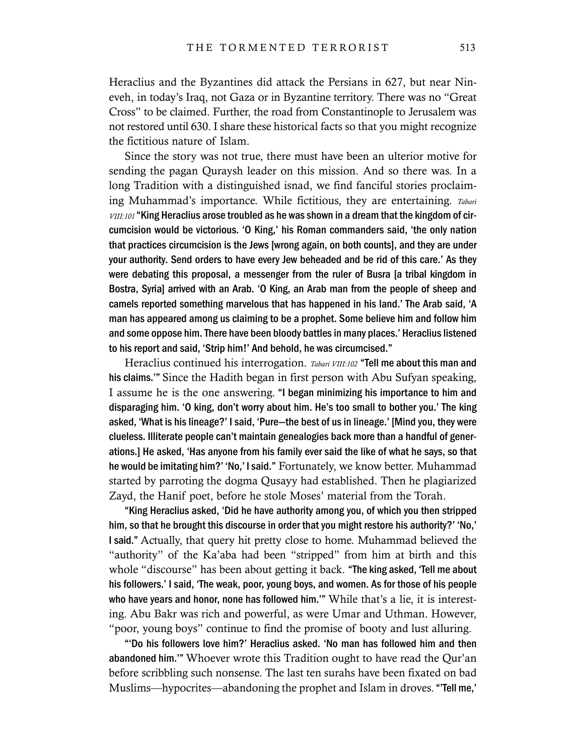Heraclius and the Byzantines did attack the Persians in 627, but near Nineveh, in today's Iraq, not Gaza or in Byzantine territory. There was no "Great Cross" to be claimed. Further, the road from Constantinople to Jerusalem was not restored until 630. I share these historical facts so that you might recognize the fictitious nature of Islam.

Since the story was not true, there must have been an ulterior motive for sending the pagan Quraysh leader on this mission. And so there was. In a long Tradition with a distinguished isnad, we find fanciful stories proclaiming Muhammad's importance. While fictitious, they are entertaining. *Tabari VIII:101* **"King Heraclius arose troubled as he was shown in a dream that the kingdom of circumcision would be victorious. 'O King,' his Roman commanders said, 'the only nation that practices circumcision is the Jews [wrong again, on both counts], and they are under your authority. Send orders to have every Jew beheaded and be rid of this care.' As they were debating this proposal, a messenger from the ruler of Busra [a tribal kingdom in Bostra, Syria] arrived with an Arab. 'O King, an Arab man from the people of sheep and camels reported something marvelous that has happened in his land.' The Arab said, 'A man has appeared among us claiming to be a prophet. Some believe him and follow him and some oppose him. There have been bloody battles in many places.' Heraclius listened to his report and said, 'Strip him!' And behold, he was circumcised."**

Heraclius continued his interrogation. *Tabari VIII:102* **"Tell me about this man and his claims.'"** Since the Hadith began in first person with Abu Sufyan speaking, I assume he is the one answering. **"I began minimizing his importance to him and disparaging him. 'O king, don't worry about him. He's too small to bother you.' The king asked, 'What is his lineage?' I said, 'Pure—the best of us in lineage.' [Mind you, they were clueless. Illiterate people can't maintain genealogies back more than a handful of generations.] He asked, 'Has anyone from his family ever said the like of what he says, so that he would be imitating him?' 'No,' I said."** Fortunately, we know better. Muhammad started by parroting the dogma Qusayy had established. Then he plagiarized Zayd, the Hanif poet, before he stole Moses' material from the Torah.

**"King Heraclius asked, 'Did he have authority among you, of which you then stripped him, so that he brought this discourse in order that you might restore his authority?' 'No,' I said."** Actually, that query hit pretty close to home. Muhammad believed the "authority" of the Ka'aba had been "stripped" from him at birth and this whole "discourse" has been about getting it back. **"The king asked, 'Tell me about his followers.' I said, 'The weak, poor, young boys, and women. As for those of his people who have years and honor, none has followed him.'"** While that's a lie, it is interesting. Abu Bakr was rich and powerful, as were Umar and Uthman. However, "poor, young boys" continue to find the promise of booty and lust alluring.

**"'Do his followers love him?' Heraclius asked. 'No man has followed him and then abandoned him.'"** Whoever wrote this Tradition ought to have read the Qur'an before scribbling such nonsense. The last ten surahs have been fixated on bad Muslims—hypocrites—abandoning the prophet and Islam in droves. **"'Tell me,'**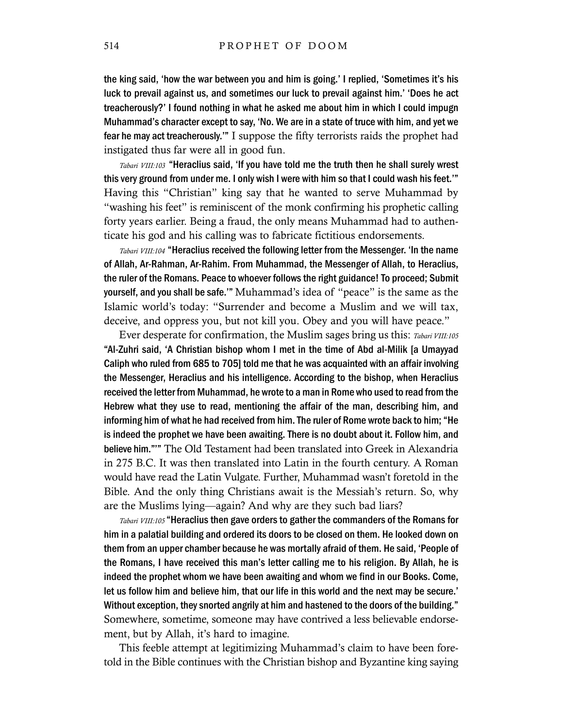**the king said, 'how the war between you and him is going.' I replied, 'Sometimes it's his luck to prevail against us, and sometimes our luck to prevail against him.' 'Does he act treacherously?' I found nothing in what he asked me about him in which I could impugn Muhammad's character except to say, 'No. We are in a state of truce with him, and yet we fear he may act treacherously.'"** I suppose the fifty terrorists raids the prophet had instigated thus far were all in good fun.

*Tabari VIII:103* **"Heraclius said, 'If you have told me the truth then he shall surely wrest this very ground from under me. I only wish I were with him so that I could wash his feet.'"** Having this "Christian" king say that he wanted to serve Muhammad by "washing his feet" is reminiscent of the monk confirming his prophetic calling forty years earlier. Being a fraud, the only means Muhammad had to authenticate his god and his calling was to fabricate fictitious endorsements.

*Tabari VIII:104* **"Heraclius received the following letter from the Messenger. 'In the name of Allah, Ar-Rahman, Ar-Rahim. From Muhammad, the Messenger of Allah, to Heraclius, the ruler of the Romans. Peace to whoever follows the right guidance! To proceed; Submit yourself, and you shall be safe.'"** Muhammad's idea of "peace" is the same as the Islamic world's today: "Surrender and become a Muslim and we will tax, deceive, and oppress you, but not kill you. Obey and you will have peace."

Ever desperate for confirmation, the Muslim sages bring us this: *Tabari VIII:105* **"Al-Zuhri said, 'A Christian bishop whom I met in the time of Abd al-Milik [a Umayyad Caliph who ruled from 685 to 705] told me that he was acquainted with an affair involving the Messenger, Heraclius and his intelligence. According to the bishop, when Heraclius received the letter from Muhammad, he wrote to a man in Rome who used to read from the Hebrew what they use to read, mentioning the affair of the man, describing him, and informing him of what he had received from him. The ruler of Rome wrote back to him; "He is indeed the prophet we have been awaiting. There is no doubt about it. Follow him, and believe him."'"** The Old Testament had been translated into Greek in Alexandria in 275 B.C. It was then translated into Latin in the fourth century. A Roman would have read the Latin Vulgate. Further, Muhammad wasn't foretold in the Bible. And the only thing Christians await is the Messiah's return. So, why are the Muslims lying—again? And why are they such bad liars?

*Tabari VIII:105* **"Heraclius then gave orders to gather the commanders of the Romans for him in a palatial building and ordered its doors to be closed on them. He looked down on them from an upper chamber because he was mortally afraid of them. He said, 'People of the Romans, I have received this man's letter calling me to his religion. By Allah, he is indeed the prophet whom we have been awaiting and whom we find in our Books. Come, let us follow him and believe him, that our life in this world and the next may be secure.' Without exception, they snorted angrily at him and hastened to the doors of the building."** Somewhere, sometime, someone may have contrived a less believable endorsement, but by Allah, it's hard to imagine.

This feeble attempt at legitimizing Muhammad's claim to have been foretold in the Bible continues with the Christian bishop and Byzantine king saying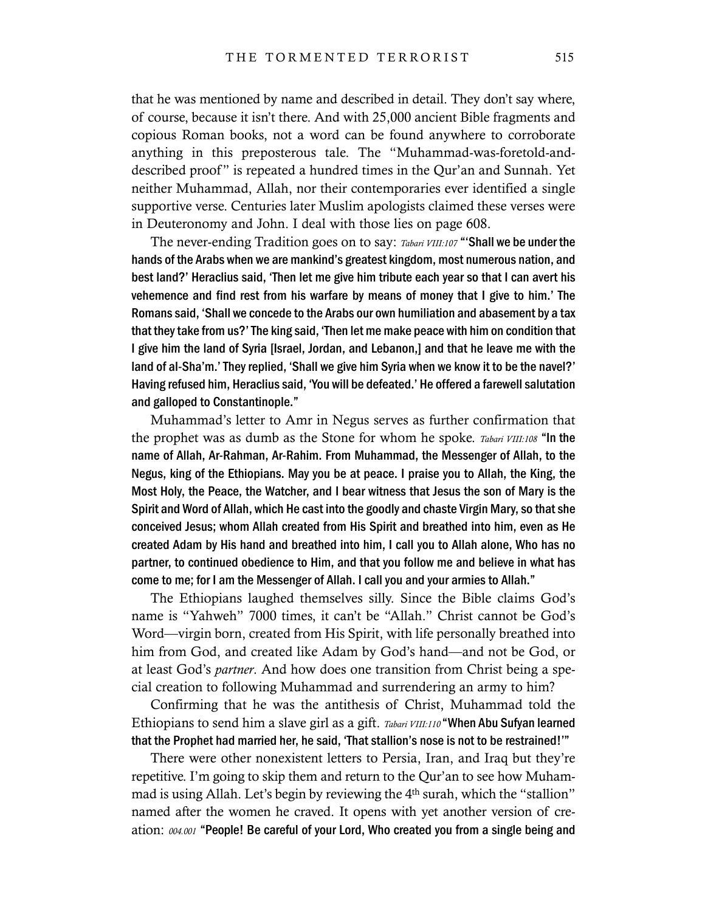that he was mentioned by name and described in detail. They don't say where, of course, because it isn't there. And with 25,000 ancient Bible fragments and copious Roman books, not a word can be found anywhere to corroborate anything in this preposterous tale. The "Muhammad-was-foretold-and-described proof" is repeated a hundred times in the Qur'an and Sunnah. Yet neither Muhammad, Allah, nor their contemporaries ever identified a single supportive verse. Centuries later Muslim apologists claimed these verses were in Deuteronomy and John. I deal with those lies on page 608.

The never-ending Tradition goes on to say: *Tabari VIII:107* **"'Shall we be under the hands of the Arabs when we are mankind's greatest kingdom, most numerous nation, and best land?' Heraclius said, 'Then let me give him tribute each year so that I can avert his vehemence and find rest from his warfare by means of money that I give to him.' The Romans said, 'Shall we concede to the Arabs our own humiliation and abasement by a tax that they take from us?' The king said, 'Then let me make peace with him on condition that I give him the land of Syria [Israel, Jordan, and Lebanon,] and that he leave me with the land of al-Sha'm.' They replied, 'Shall we give him Syria when we know it to be the navel?' Having refused him, Heraclius said, 'You will be defeated.' He offered a farewell salutation and galloped to Constantinople."**

Muhammad's letter to Amr in Negus serves as further confirmation that the prophet was as dumb as the Stone for whom he spoke. *Tabari VIII:108* **"In the name of Allah, Ar-Rahman, Ar-Rahim. From Muhammad, the Messenger of Allah, to the Negus, king of the Ethiopians. May you be at peace. I praise you to Allah, the King, the Most Holy, the Peace, the Watcher, and I bear witness that Jesus the son of Mary is the Spirit and Word of Allah, which He cast into the goodly and chaste Virgin Mary, so that she conceived Jesus; whom Allah created from His Spirit and breathed into him, even as He created Adam by His hand and breathed into him, I call you to Allah alone, Who has no partner, to continued obedience to Him, and that you follow me and believe in what has come to me; for I am the Messenger of Allah. I call you and your armies to Allah."**

The Ethiopians laughed themselves silly. Since the Bible claims God's name is "Yahweh" 7000 times, it can't be "Allah." Christ cannot be God's Word—virgin born, created from His Spirit, with life personally breathed into him from God, and created like Adam by God's hand—and not be God, or at least God's *partner*. And how does one transition from Christ being a special creation to following Muhammad and surrendering an army to him?

Confirming that he was the antithesis of Christ, Muhammad told the Ethiopians to send him a slave girl as a gift. *Tabari VIII:110* **"When Abu Sufyan learned that the Prophet had married her, he said, 'That stallion's nose is not to be restrained!'"**

There were other nonexistent letters to Persia, Iran, and Iraq but they're repetitive. I'm going to skip them and return to the Qur'an to see how Muhammad is using Allah. Let's begin by reviewing the 4th surah, which the "stallion" named after the women he craved. It opens with yet another version of creation: *004.001* **"People! Be careful of your Lord, Who created you from a single being and**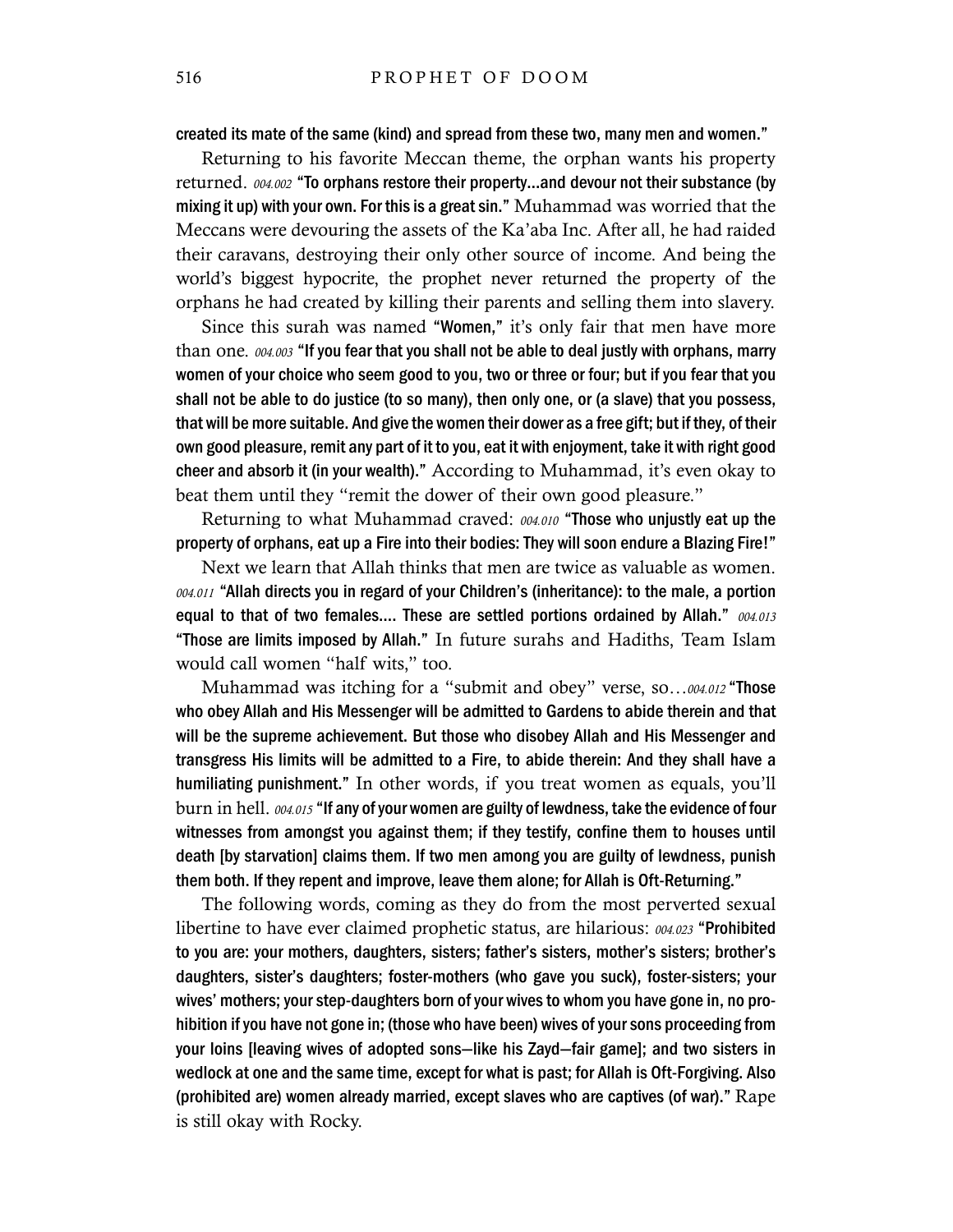**created its mate of the same (kind) and spread from these two, many men and women."**

Returning to his favorite Meccan theme, the orphan wants his property returned. *004.002* **"To orphans restore their property…and devour not their substance (by mixing it up) with your own. For this is a great sin."** Muhammad was worried that the Meccans were devouring the assets of the Ka'aba Inc. After all, he had raided their caravans, destroying their only other source of income. And being the world's biggest hypocrite, the prophet never returned the property of the orphans he had created by killing their parents and selling them into slavery.

Since this surah was named **"Women,"** it's only fair that men have more than one. *004.003* **"If you fear that you shall not be able to deal justly with orphans, marry women of your choice who seem good to you, two or three or four; but if you fear that you shall not be able to do justice (to so many), then only one, or (a slave) that you possess, that will be more suitable. And give the women their dower as a free gift; but if they, of their own good pleasure, remit any part of it to you, eat it with enjoyment, take it with right good cheer and absorb it (in your wealth)."** According to Muhammad, it's even okay to beat them until they "remit the dower of their own good pleasure."

Returning to what Muhammad craved: *004.010* **"Those who unjustly eat up the property of orphans, eat up a Fire into their bodies: They will soon endure a Blazing Fire!"**

Next we learn that Allah thinks that men are twice as valuable as women. *004.011* **"Allah directs you in regard of your Children's (inheritance): to the male, a portion equal to that of two females…. These are settled portions ordained by Allah."** *004.013* **"Those are limits imposed by Allah."** In future surahs and Hadiths, Team Islam would call women "half wits," too.

Muhammad was itching for a "submit and obey" verse, so…*004.012* **"Those who obey Allah and His Messenger will be admitted to Gardens to abide therein and that will be the supreme achievement. But those who disobey Allah and His Messenger and transgress His limits will be admitted to a Fire, to abide therein: And they shall have a humiliating punishment."** In other words, if you treat women as equals, you'll burn in hell. *004.015* **"If any of your women are guilty of lewdness, take the evidence of four witnesses from amongst you against them; if they testify, confine them to houses until death [by starvation] claims them. If two men among you are guilty of lewdness, punish them both. If they repent and improve, leave them alone; for Allah is Oft-Returning."**

The following words, coming as they do from the most perverted sexual libertine to have ever claimed prophetic status, are hilarious: *004.023* **"Prohibited to you are: your mothers, daughters, sisters; father's sisters, mother's sisters; brother's daughters, sister's daughters; foster-mothers (who gave you suck), foster-sisters; your wives' mothers; your step-daughters born of your wives to whom you have gone in, no prohibition if you have not gone in; (those who have been) wives of your sons proceeding from your loins [leaving wives of adopted sons—like his Zayd—fair game]; and two sisters in wedlock at one and the same time, except for what is past; for Allah is Oft-Forgiving. Also (prohibited are) women already married, except slaves who are captives (of war)."** Rape is still okay with Rocky.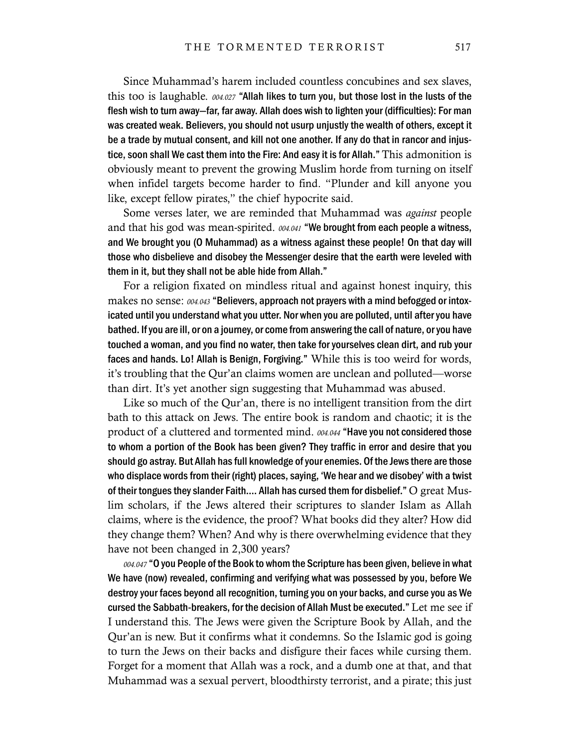Since Muhammad's harem included countless concubines and sex slaves, this too is laughable. *004.027* **"Allah likes to turn you, but those lost in the lusts of the flesh wish to turn away—far, far away. Allah does wish to lighten your (difficulties): For man was created weak. Believers, you should not usurp unjustly the wealth of others, except it be a trade by mutual consent, and kill not one another. If any do that in rancor and injustice, soon shall We cast them into the Fire: And easy it is for Allah."** This admonition is obviously meant to prevent the growing Muslim horde from turning on itself when infidel targets become harder to find. "Plunder and kill anyone you like, except fellow pirates," the chief hypocrite said.

Some verses later, we are reminded that Muhammad was *against* people and that his god was mean-spirited. *004.041* **"We brought from each people a witness, and We brought you (O Muhammad) as a witness against these people! On that day will those who disbelieve and disobey the Messenger desire that the earth were leveled with them in it, but they shall not be able hide from Allah."**

For a religion fixated on mindless ritual and against honest inquiry, this makes no sense: *004.043* **"Believers, approach not prayers with a mind befogged or intoxicated until you understand what you utter. Nor when you are polluted, until after you have bathed. If you are ill, or on a journey, or come from answering the call of nature, or you have touched a woman, and you find no water, then take for yourselves clean dirt, and rub your faces and hands. Lo! Allah is Benign, Forgiving."** While this is too weird for words, it's troubling that the Qur'an claims women are unclean and polluted—worse than dirt. It's yet another sign suggesting that Muhammad was abused.

Like so much of the Qur'an, there is no intelligent transition from the dirt bath to this attack on Jews. The entire book is random and chaotic; it is the product of a cluttered and tormented mind. *004.044* **"Have you not considered those to whom a portion of the Book has been given? They traffic in error and desire that you should go astray. But Allah has full knowledge of your enemies. Of the Jews there are those who displace words from their (right) places, saying, 'We hear and we disobey' with a twist of their tongues they slander Faith.... Allah has cursed them for disbelief."** O great Muslim scholars, if the Jews altered their scriptures to slander Islam as Allah claims, where is the evidence, the proof? What books did they alter? How did they change them? When? And why is there overwhelming evidence that they have not been changed in 2,300 years?

*004.047* **"O you People of the Book to whom the Scripture has been given, believe in what We have (now) revealed, confirming and verifying what was possessed by you, before We destroy your faces beyond all recognition, turning you on your backs, and curse you as We cursed the Sabbath-breakers, for the decision of Allah Must be executed."** Let me see if I understand this. The Jews were given the Scripture Book by Allah, and the Qur'an is new. But it confirms what it condemns. So the Islamic god is going to turn the Jews on their backs and disfigure their faces while cursing them. Forget for a moment that Allah was a rock, and a dumb one at that, and that Muhammad was a sexual pervert, bloodthirsty terrorist, and a pirate; this just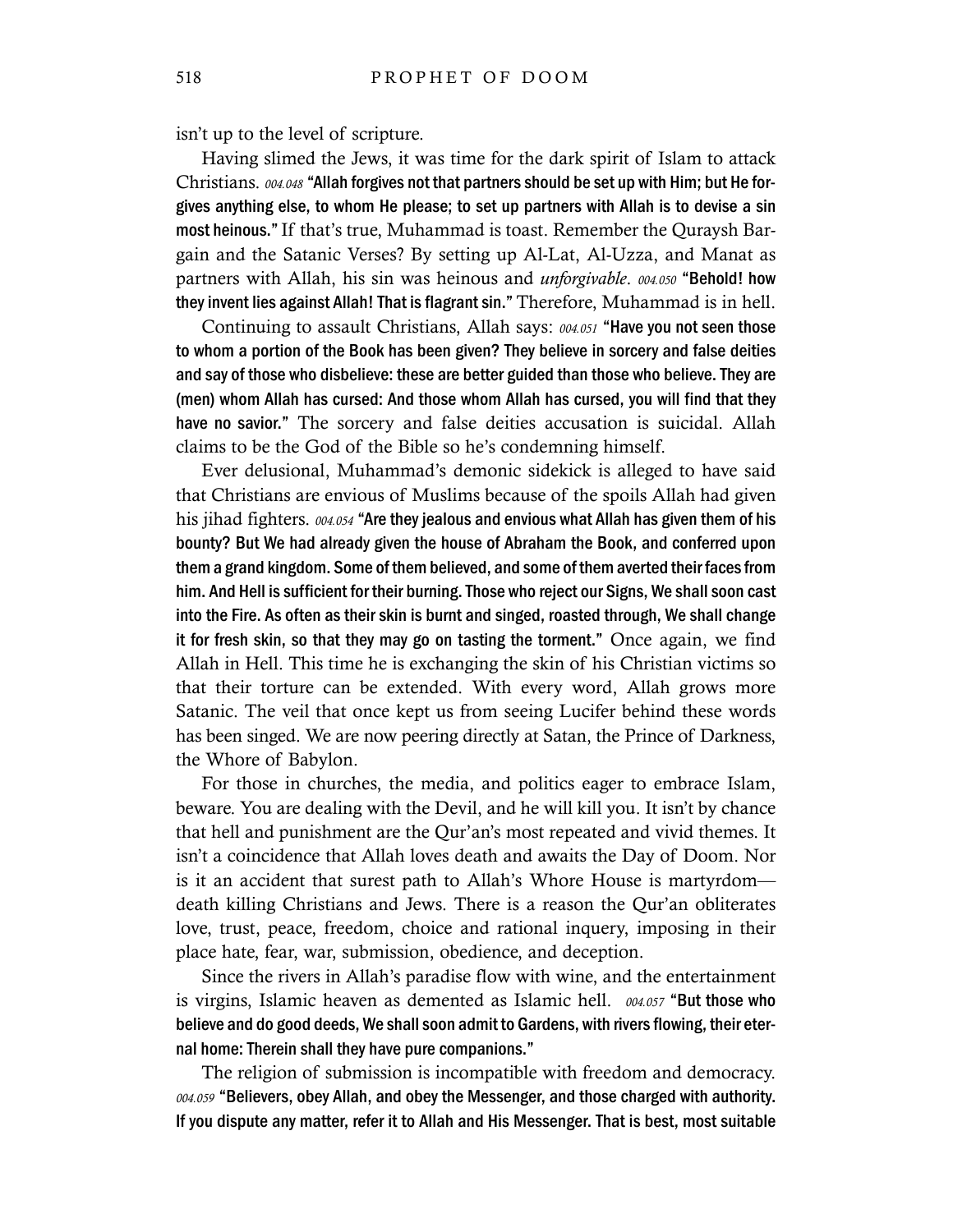isn't up to the level of scripture.

Having slimed the Jews, it was time for the dark spirit of Islam to attack Christians. *004.048* **"Allah forgives not that partners should be set up with Him; but He forgives anything else, to whom He please; to set up partners with Allah is to devise a sin most heinous."** If that's true, Muhammad is toast. Remember the Quraysh Bargain and the Satanic Verses? By setting up Al-Lat, Al-Uzza, and Manat as partners with Allah, his sin was heinous and *unforgivable*. *004.050* **"Behold! how they invent lies against Allah! That is flagrant sin."** Therefore, Muhammad is in hell.

Continuing to assault Christians, Allah says: *004.051* **"Have you not seen those to whom a portion of the Book has been given? They believe in sorcery and false deities and say of those who disbelieve: these are better guided than those who believe. They are (men) whom Allah has cursed: And those whom Allah has cursed, you will find that they have no savior."** The sorcery and false deities accusation is suicidal. Allah claims to be the God of the Bible so he's condemning himself.

Ever delusional, Muhammad's demonic sidekick is alleged to have said that Christians are envious of Muslims because of the spoils Allah had given his jihad fighters. *004.054* **"Are they jealous and envious what Allah has given them of his bounty? But We had already given the house of Abraham the Book, and conferred upon them a grand kingdom. Some of them believed, and some of them averted their faces from him. And Hell is sufficient for their burning. Those who reject our Signs, We shall soon cast into the Fire. As often as their skin is burnt and singed, roasted through, We shall change it for fresh skin, so that they may go on tasting the torment."** Once again, we find Allah in Hell. This time he is exchanging the skin of his Christian victims so that their torture can be extended. With every word, Allah grows more Satanic. The veil that once kept us from seeing Lucifer behind these words has been singed. We are now peering directly at Satan, the Prince of Darkness, the Whore of Babylon.

For those in churches, the media, and politics eager to embrace Islam, beware. You are dealing with the Devil, and he will kill you. It isn't by chance that hell and punishment are the Qur'an's most repeated and vivid themes. It isn't a coincidence that Allah loves death and awaits the Day of Doom. Nor is it an accident that surest path to Allah's Whore House is martyrdom—death killing Christians and Jews. There is a reason the Qur'an obliterates love, trust, peace, freedom, choice and rational inquery, imposing in their place hate, fear, war, submission, obedience, and deception.

Since the rivers in Allah's paradise flow with wine, and the entertainment is virgins, Islamic heaven as demented as Islamic hell. *004.057* **"But those who believe and do good deeds, We shall soon admit to Gardens, with rivers flowing, their eternal home: Therein shall they have pure companions."**

The religion of submission is incompatible with freedom and democracy. *004.059* **"Believers, obey Allah, and obey the Messenger, and those charged with authority. If you dispute any matter, refer it to Allah and His Messenger. That is best, most suitable**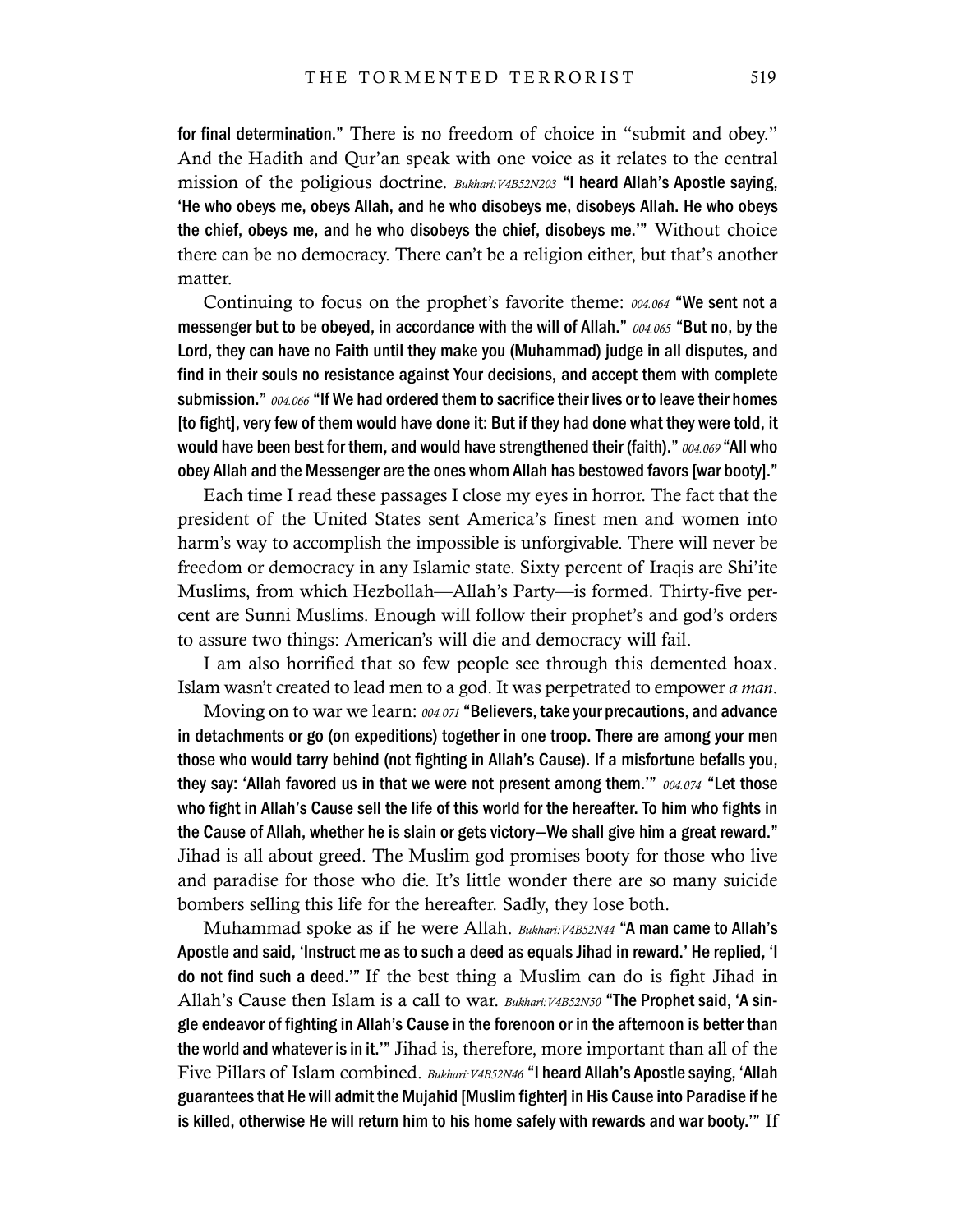**for final determination."** There is no freedom of choice in "submit and obey." And the Hadith and Qur'an speak with one voice as it relates to the central mission of the poligious doctrine. *Bukhari:V4B52N203* **"I heard Allah's Apostle saying, 'He who obeys me, obeys Allah, and he who disobeys me, disobeys Allah. He who obeys the chief, obeys me, and he who disobeys the chief, disobeys me.'"** Without choice there can be no democracy. There can't be a religion either, but that's another matter.

Continuing to focus on the prophet's favorite theme: *004.064* **"We sent not a messenger but to be obeyed, in accordance with the will of Allah."** *004.065* **"But no, by the Lord, they can have no Faith until they make you (Muhammad) judge in all disputes, and find in their souls no resistance against Your decisions, and accept them with complete submission."** *004.066* **"If We had ordered them to sacrifice their lives or to leave their homes [to fight], very few of them would have done it: But if they had done what they were told, it would have been best for them, and would have strengthened their (faith)."** *004.069* **"All who obey Allah and the Messenger are the ones whom Allah has bestowed favors [war booty]."**

Each time I read these passages I close my eyes in horror. The fact that the president of the United States sent America's finest men and women into harm's way to accomplish the impossible is unforgivable. There will never be freedom or democracy in any Islamic state. Sixty percent of Iraqis are Shi'ite Muslims, from which Hezbollah—Allah's Party—is formed. Thirty-five percent are Sunni Muslims. Enough will follow their prophet's and god's orders to assure two things: American's will die and democracy will fail.

I am also horrified that so few people see through this demented hoax. Islam wasn't created to lead men to a god. It was perpetrated to empower *a man*.

Moving on to war we learn: *004.071* **"Believers, take your precautions, and advance in detachments or go (on expeditions) together in one troop. There are among your men those who would tarry behind (not fighting in Allah's Cause). If a misfortune befalls you, they say: 'Allah favored us in that we were not present among them.'"** *004.074* **"Let those who fight in Allah's Cause sell the life of this world for the hereafter. To him who fights in the Cause of Allah, whether he is slain or gets victory—We shall give him a great reward."** Jihad is all about greed. The Muslim god promises booty for those who live and paradise for those who die. It's little wonder there are so many suicide bombers selling this life for the hereafter. Sadly, they lose both.

Muhammad spoke as if he were Allah. *Bukhari:V4B52N44* **"A man came to Allah's Apostle and said, 'Instruct me as to such a deed as equals Jihad in reward.' He replied, 'I do not find such a deed.'"** If the best thing a Muslim can do is fight Jihad in Allah's Cause then Islam is a call to war. *Bukhari:V4B52N50* **"The Prophet said, 'A single endeavor of fighting in Allah's Cause in the forenoon or in the afternoon is better than the world and whatever is in it.'"** Jihad is, therefore, more important than all of the Five Pillars of Islam combined. *Bukhari:V4B52N46* **"I heard Allah's Apostle saying, 'Allah guarantees that He will admit the Mujahid [Muslim fighter] in His Cause into Paradise if he is killed, otherwise He will return him to his home safely with rewards and war booty.'"** If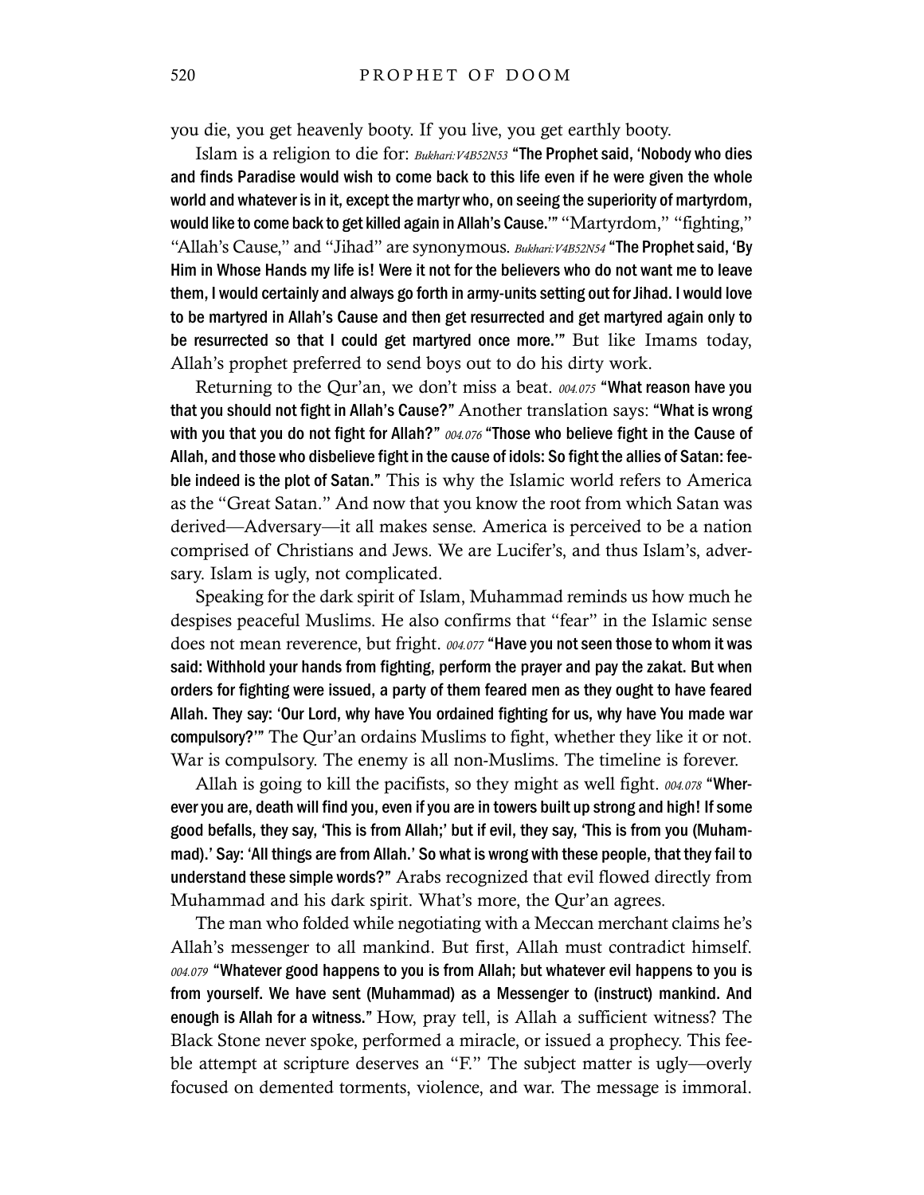you die, you get heavenly booty. If you live, you get earthly booty.

Islam is a religion to die for: *Bukhari:V4B52N53* **"The Prophet said, 'Nobody who dies and finds Paradise would wish to come back to this life even if he were given the whole world and whatever is in it, except the martyr who, on seeing the superiority of martyrdom, would like to come back to get killed again in Allah's Cause.'"** "Martyrdom," "fighting," "Allah's Cause," and "Jihad" are synonymous. *Bukhari:V4B52N54* **"The Prophet said, 'By Him in Whose Hands my life is! Were it not for the believers who do not want me to leave them, I would certainly and always go forth in army-units setting out for Jihad. I would love to be martyred in Allah's Cause and then get resurrected and get martyred again only to be resurrected so that I could get martyred once more.'"** But like Imams today, Allah's prophet preferred to send boys out to do his dirty work.

Returning to the Qur'an, we don't miss a beat. *004.075* **"What reason have you that you should not fight in Allah's Cause?"** Another translation says: **"What is wrong with you that you do not fight for Allah?"** *004.076* **"Those who believe fight in the Cause of Allah, and those who disbelieve fight in the cause of idols: So fight the allies of Satan: feeble indeed is the plot of Satan."** This is why the Islamic world refers to America as the "Great Satan." And now that you know the root from which Satan was derived—Adversary—it all makes sense. America is perceived to be a nation comprised of Christians and Jews. We are Lucifer's, and thus Islam's, adversary. Islam is ugly, not complicated.

Speaking for the dark spirit of Islam, Muhammad reminds us how much he despises peaceful Muslims. He also confirms that "fear" in the Islamic sense does not mean reverence, but fright. *004.077* **"Have you not seen those to whom it was said: Withhold your hands from fighting, perform the prayer and pay the zakat. But when orders for fighting were issued, a party of them feared men as they ought to have feared Allah. They say: 'Our Lord, why have You ordained fighting for us, why have You made war compulsory?'"** The Qur'an ordains Muslims to fight, whether they like it or not. War is compulsory. The enemy is all non-Muslims. The timeline is forever.

Allah is going to kill the pacifists, so they might as well fight. *004.078* **"Wherever you are, death will find you, even if you are in towers built up strong and high! If some good befalls, they say, 'This is from Allah;' but if evil, they say, 'This is from you (Muhammad).' Say: 'All things are from Allah.' So what is wrong with these people, that they fail to understand these simple words?"** Arabs recognized that evil flowed directly from Muhammad and his dark spirit. What's more, the Qur'an agrees.

The man who folded while negotiating with a Meccan merchant claims he's Allah's messenger to all mankind. But first, Allah must contradict himself. *004.079* **"Whatever good happens to you is from Allah; but whatever evil happens to you is from yourself. We have sent (Muhammad) as a Messenger to (instruct) mankind. And enough is Allah for a witness."** How, pray tell, is Allah a sufficient witness? The Black Stone never spoke, performed a miracle, or issued a prophecy. This feeble attempt at scripture deserves an "F." The subject matter is ugly—overly focused on demented torments, violence, and war. The message is immoral.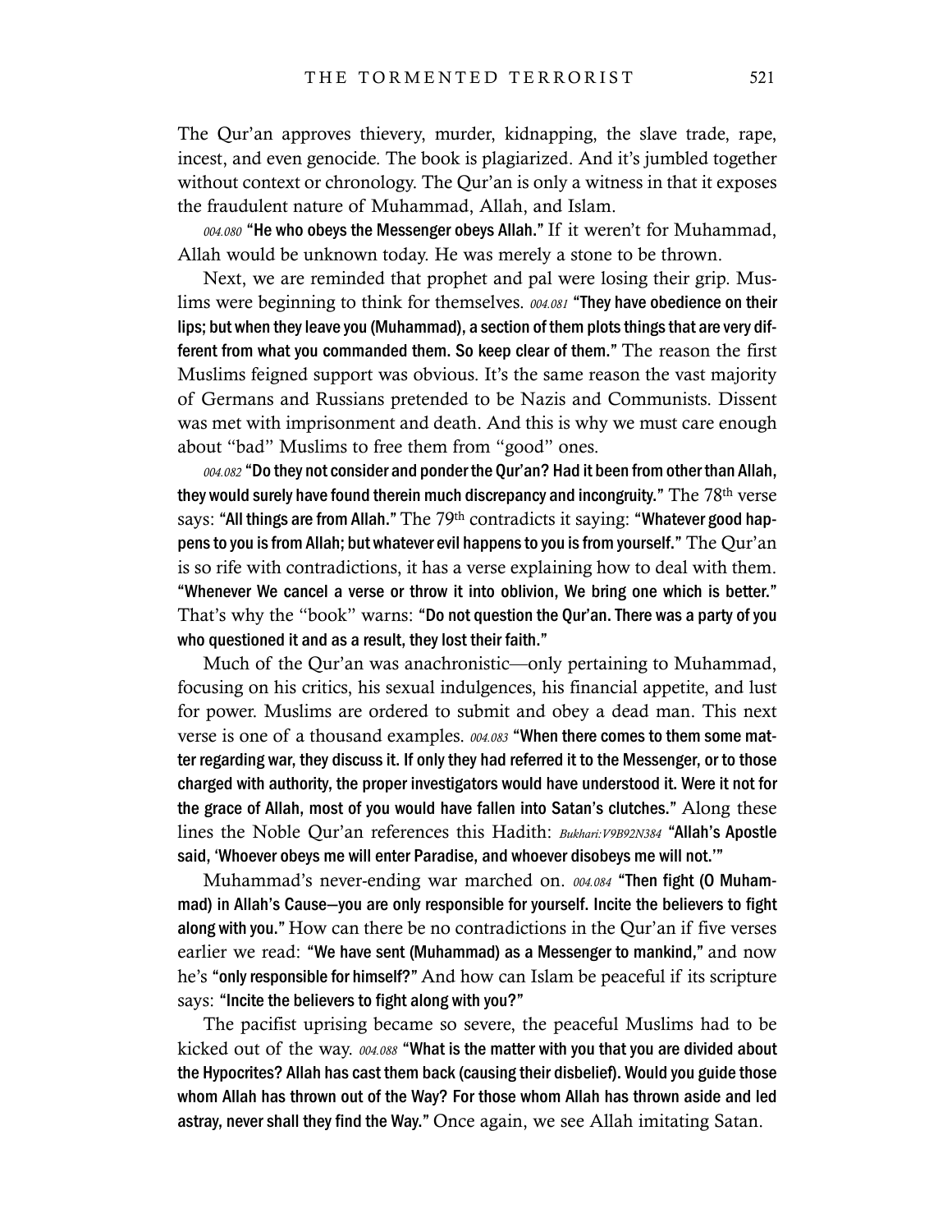The Qur'an approves thievery, murder, kidnapping, the slave trade, rape, incest, and even genocide. The book is plagiarized. And it's jumbled together without context or chronology. The Qur'an is only a witness in that it exposes the fraudulent nature of Muhammad, Allah, and Islam.

*004.080* **"He who obeys the Messenger obeys Allah."** If it weren't for Muhammad, Allah would be unknown today. He was merely a stone to be thrown.

Next, we are reminded that prophet and pal were losing their grip. Muslims were beginning to think for themselves. *004.081* **"They have obedience on their lips; but when they leave you (Muhammad), a section of them plots things that are very different from what you commanded them. So keep clear of them."** The reason the first Muslims feigned support was obvious. It's the same reason the vast majority of Germans and Russians pretended to be Nazis and Communists. Dissent was met with imprisonment and death. And this is why we must care enough about "bad" Muslims to free them from "good" ones.

*004.082* **"Do they not consider and ponder the Qur'an? Had it been from other than Allah, they would surely have found therein much discrepancy and incongruity."** The 78th verse says: **"All things are from Allah."** The 79th contradicts it saying: **"Whatever good happens to you is from Allah; but whatever evil happens to you is from yourself."** The Qur'an is so rife with contradictions, it has a verse explaining how to deal with them. **"Whenever We cancel a verse or throw it into oblivion, We bring one which is better."** That's why the "book" warns: **"Do not question the Qur'an. There was a party of you who questioned it and as a result, they lost their faith."**

Much of the Qur'an was anachronistic—only pertaining to Muhammad, focusing on his critics, his sexual indulgences, his financial appetite, and lust for power. Muslims are ordered to submit and obey a dead man. This next verse is one of a thousand examples. *004.083* **"When there comes to them some matter regarding war, they discuss it. If only they had referred it to the Messenger, or to those charged with authority, the proper investigators would have understood it. Were it not for the grace of Allah, most of you would have fallen into Satan's clutches."** Along these lines the Noble Qur'an references this Hadith: *Bukhari:V9B92N384* **"Allah's Apostle said, 'Whoever obeys me will enter Paradise, and whoever disobeys me will not.'"**

Muhammad's never-ending war marched on. *004.084* **"Then fight (O Muhammad) in Allah's Cause—you are only responsible for yourself. Incite the believers to fight along with you."** How can there be no contradictions in the Qur'an if five verses earlier we read: **"We have sent (Muhammad) as a Messenger to mankind,"** and now he's **"only responsible for himself?"** And how can Islam be peaceful if its scripture says: **"Incite the believers to fight along with you?"**

The pacifist uprising became so severe, the peaceful Muslims had to be kicked out of the way. *004.088* **"What is the matter with you that you are divided about the Hypocrites? Allah has cast them back (causing their disbelief). Would you guide those whom Allah has thrown out of the Way? For those whom Allah has thrown aside and led astray, never shall they find the Way."** Once again, we see Allah imitating Satan.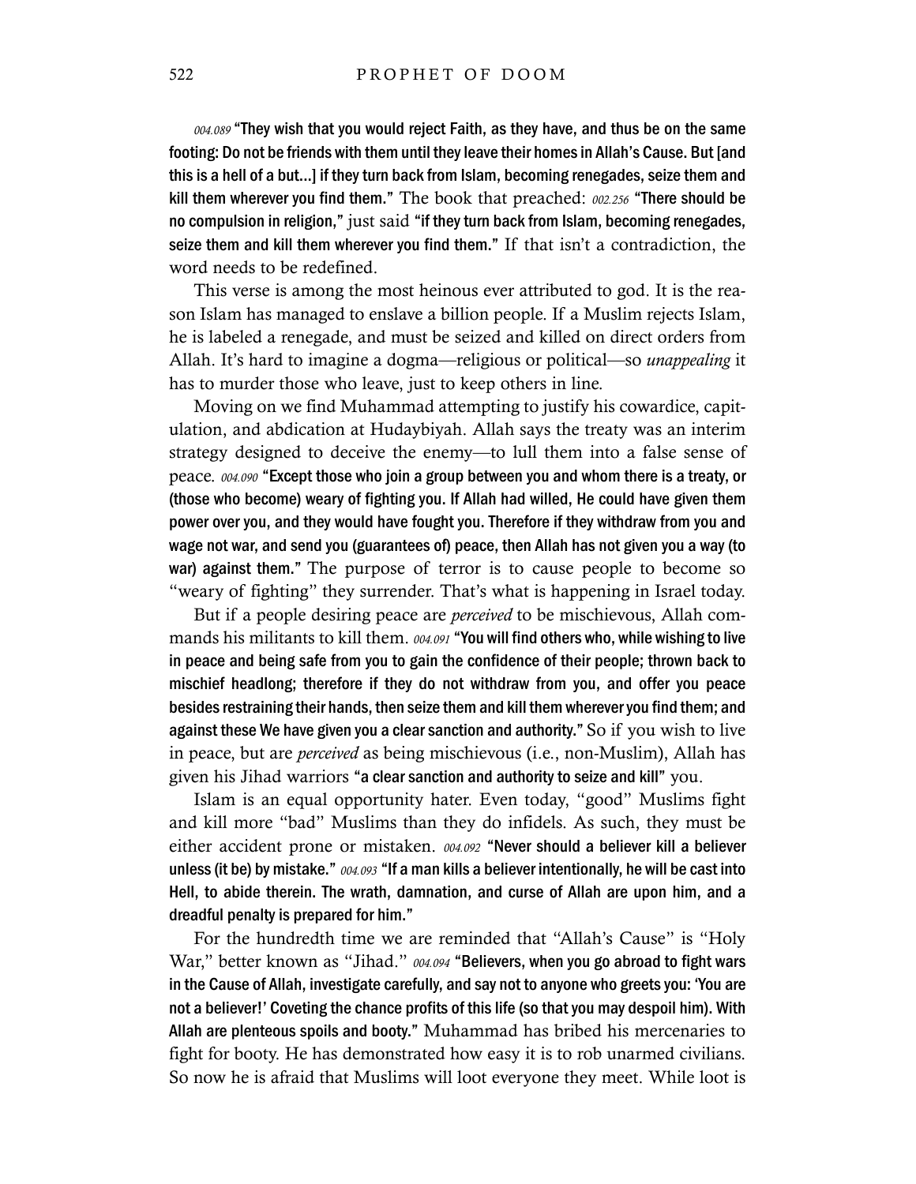*004.089* **"They wish that you would reject Faith, as they have, and thus be on the same footing: Do not be friends with them until they leave their homes in Allah's Cause. But [and this is a hell of a but...] if they turn back from Islam, becoming renegades, seize them and kill them wherever you find them."** The book that preached: *002.256* **"There should be no compulsion in religion,"** just said **"if they turn back from Islam, becoming renegades, seize them and kill them wherever you find them."** If that isn't a contradiction, the word needs to be redefined.

This verse is among the most heinous ever attributed to god. It is the reason Islam has managed to enslave a billion people. If a Muslim rejects Islam, he is labeled a renegade, and must be seized and killed on direct orders from Allah. It's hard to imagine a dogma—religious or political—so *unappealing* it has to murder those who leave, just to keep others in line.

Moving on we find Muhammad attempting to justify his cowardice, capitulation, and abdication at Hudaybiyah. Allah says the treaty was an interim strategy designed to deceive the enemy—to lull them into a false sense of peace. *004.090* **"Except those who join a group between you and whom there is a treaty, or (those who become) weary of fighting you. If Allah had willed, He could have given them power over you, and they would have fought you. Therefore if they withdraw from you and wage not war, and send you (guarantees of) peace, then Allah has not given you a way (to war) against them."** The purpose of terror is to cause people to become so "weary of fighting" they surrender. That's what is happening in Israel today.

But if a people desiring peace are *perceived* to be mischievous, Allah commands his militants to kill them. *004.091* **"You will find others who, while wishing to live in peace and being safe from you to gain the confidence of their people; thrown back to mischief headlong; therefore if they do not withdraw from you, and offer you peace besides restraining their hands, then seize them and kill them wherever you find them; and against these We have given you a clear sanction and authority."** So if you wish to live in peace, but are *perceived* as being mischievous (i.e., non-Muslim), Allah has given his Jihad warriors **"a clear sanction and authority to seize and kill"** you.

Islam is an equal opportunity hater. Even today, "good" Muslims fight and kill more "bad" Muslims than they do infidels. As such, they must be either accident prone or mistaken. *004.092* **"Never should a believer kill a believer unless (it be) by mistake."** *004.093* **"If a man kills a believer intentionally, he will be cast into Hell, to abide therein. The wrath, damnation, and curse of Allah are upon him, and a dreadful penalty is prepared for him."**

For the hundredth time we are reminded that "Allah's Cause" is "Holy War," better known as "Jihad." *004.094* **"Believers, when you go abroad to fight wars in the Cause of Allah, investigate carefully, and say not to anyone who greets you: 'You are not a believer!' Coveting the chance profits of this life (so that you may despoil him). With Allah are plenteous spoils and booty."** Muhammad has bribed his mercenaries to fight for booty. He has demonstrated how easy it is to rob unarmed civilians. So now he is afraid that Muslims will loot everyone they meet. While loot is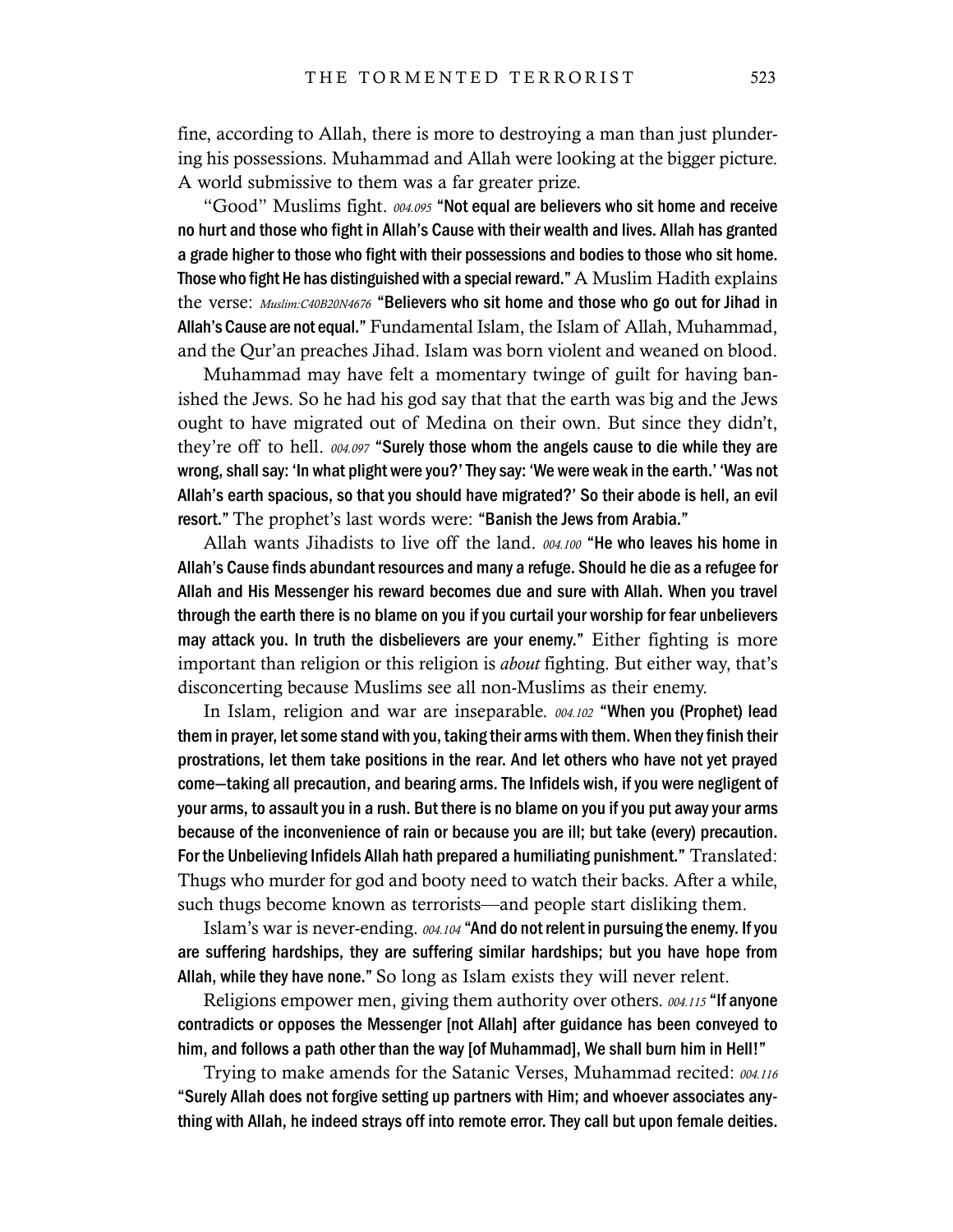fine, according to Allah, there is more to destroying a man than just plundering his possessions. Muhammad and Allah were looking at the bigger picture. A world submissive to them was a far greater prize.

"Good" Muslims fight. *004.095* **"Not equal are believers who sit home and receive no hurt and those who fight in Allah's Cause with their wealth and lives. Allah has granted a grade higher to those who fight with their possessions and bodies to those who sit home. Those who fight He has distinguished with a special reward."** A Muslim Hadith explains the verse: *Muslim:C40B20N4676* **"Believers who sit home and those who go out for Jihad in Allah's Cause are not equal."** Fundamental Islam, the Islam of Allah, Muhammad, and the Qur'an preaches Jihad. Islam was born violent and weaned on blood.

Muhammad may have felt a momentary twinge of guilt for having banished the Jews. So he had his god say that that the earth was big and the Jews ought to have migrated out of Medina on their own. But since they didn't, they're off to hell. *004.097* **"Surely those whom the angels cause to die while they are wrong, shall say: 'In what plight were you?' They say: 'We were weak in the earth.' 'Was not Allah's earth spacious, so that you should have migrated?' So their abode is hell, an evil resort."** The prophet's last words were: **"Banish the Jews from Arabia."**

Allah wants Jihadists to live off the land. *004.100* **"He who leaves his home in Allah's Cause finds abundant resources and many a refuge. Should he die as a refugee for Allah and His Messenger his reward becomes due and sure with Allah. When you travel through the earth there is no blame on you if you curtail your worship for fear unbelievers may attack you. In truth the disbelievers are your enemy."** Either fighting is more important than religion or this religion is *about* fighting. But either way, that's disconcerting because Muslims see all non-Muslims as their enemy.

In Islam, religion and war are inseparable. *004.102* **"When you (Prophet) lead them in prayer, let some stand with you, taking their arms with them. When they finish their prostrations, let them take positions in the rear. And let others who have not yet prayed come—taking all precaution, and bearing arms. The Infidels wish, if you were negligent of your arms, to assault you in a rush. But there is no blame on you if you put away your arms because of the inconvenience of rain or because you are ill; but take (every) precaution. For the Unbelieving Infidels Allah hath prepared a humiliating punishment."** Translated: Thugs who murder for god and booty need to watch their backs. After a while, such thugs become known as terrorists—and people start disliking them.

Islam's war is never-ending. *004.104* **"And do not relent in pursuing the enemy. If you are suffering hardships, they are suffering similar hardships; but you have hope from Allah, while they have none."** So long as Islam exists they will never relent.

Religions empower men, giving them authority over others. *004.115* **"If anyone contradicts or opposes the Messenger [not Allah] after guidance has been conveyed to him, and follows a path other than the way [of Muhammad], We shall burn him in Hell!"**

Trying to make amends for the Satanic Verses, Muhammad recited: *004.116* **"Surely Allah does not forgive setting up partners with Him; and whoever associates anything with Allah, he indeed strays off into remote error. They call but upon female deities.**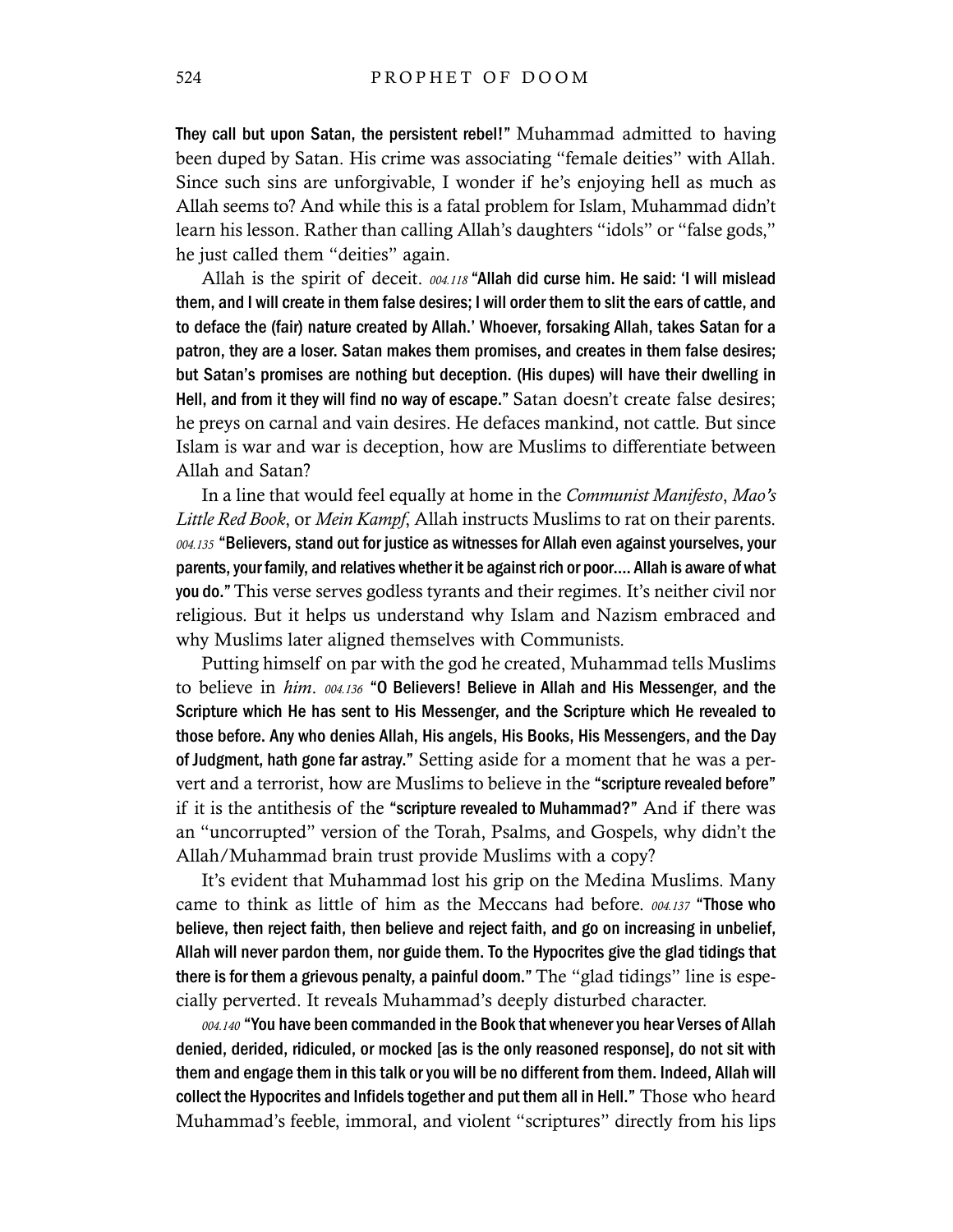**They call but upon Satan, the persistent rebel!"** Muhammad admitted to having been duped by Satan. His crime was associating "female deities" with Allah. Since such sins are unforgivable, I wonder if he's enjoying hell as much as Allah seems to? And while this is a fatal problem for Islam, Muhammad didn't learn his lesson. Rather than calling Allah's daughters "idols" or "false gods," he just called them "deities" again.

Allah is the spirit of deceit. *004.118* **"Allah did curse him. He said: 'I will mislead them, and I will create in them false desires; I will order them to slit the ears of cattle, and to deface the (fair) nature created by Allah.' Whoever, forsaking Allah, takes Satan for a patron, they are a loser. Satan makes them promises, and creates in them false desires; but Satan's promises are nothing but deception. (His dupes) will have their dwelling in Hell, and from it they will find no way of escape."** Satan doesn't create false desires; he preys on carnal and vain desires. He defaces mankind, not cattle. But since Islam is war and war is deception, how are Muslims to differentiate between Allah and Satan?

In a line that would feel equally at home in the *Communist Manifesto*, *Mao's Little Red Book*, or *Mein Kampf*, Allah instructs Muslims to rat on their parents. *004.135* **"Believers, stand out for justice as witnesses for Allah even against yourselves, your parents, your family, and relatives whether it be against rich or poor.... Allah is aware of what you do."** This verse serves godless tyrants and their regimes. It's neither civil nor religious. But it helps us understand why Islam and Nazism embraced and why Muslims later aligned themselves with Communists.

Putting himself on par with the god he created, Muhammad tells Muslims to believe in *him*. *004.136* **"O Believers! Believe in Allah and His Messenger, and the Scripture which He has sent to His Messenger, and the Scripture which He revealed to those before. Any who denies Allah, His angels, His Books, His Messengers, and the Day of Judgment, hath gone far astray."** Setting aside for a moment that he was a pervert and a terrorist, how are Muslims to believe in the **"scripture revealed before"** if it is the antithesis of the **"scripture revealed to Muhammad?"** And if there was an "uncorrupted" version of the Torah, Psalms, and Gospels, why didn't the Allah/Muhammad brain trust provide Muslims with a copy?

It's evident that Muhammad lost his grip on the Medina Muslims. Many came to think as little of him as the Meccans had before. *004.137* **"Those who believe, then reject faith, then believe and reject faith, and go on increasing in unbelief, Allah will never pardon them, nor guide them. To the Hypocrites give the glad tidings that there is for them a grievous penalty, a painful doom."** The "glad tidings" line is especially perverted. It reveals Muhammad's deeply disturbed character.

*004.140* **"You have been commanded in the Book that whenever you hear Verses of Allah denied, derided, ridiculed, or mocked [as is the only reasoned response], do not sit with them and engage them in this talk or you will be no different from them. Indeed, Allah will collect the Hypocrites and Infidels together and put them all in Hell."** Those who heard Muhammad's feeble, immoral, and violent "scriptures" directly from his lips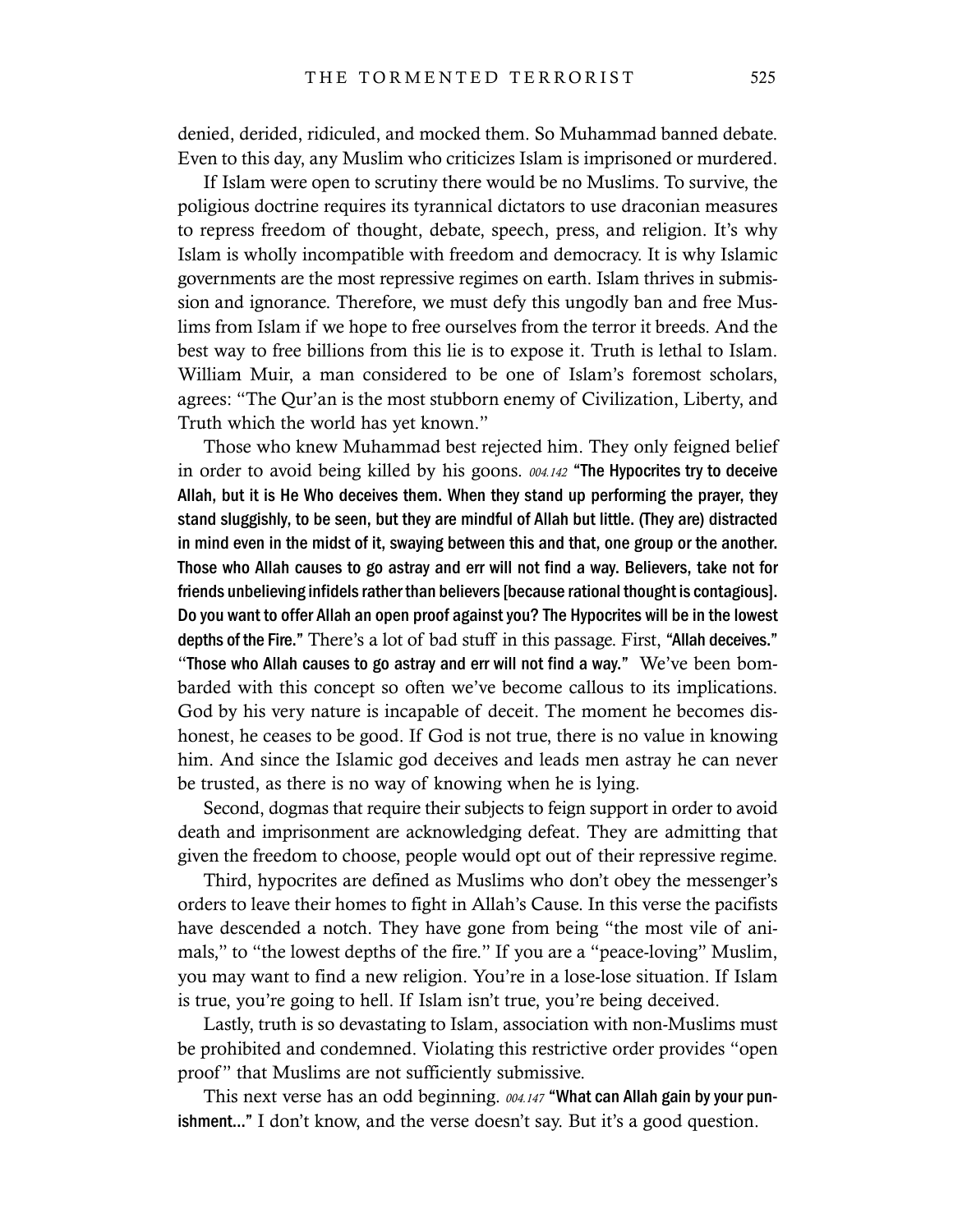denied, derided, ridiculed, and mocked them. So Muhammad banned debate. Even to this day, any Muslim who criticizes Islam is imprisoned or murdered.

If Islam were open to scrutiny there would be no Muslims. To survive, the poligious doctrine requires its tyrannical dictators to use draconian measures to repress freedom of thought, debate, speech, press, and religion. It's why Islam is wholly incompatible with freedom and democracy. It is why Islamic governments are the most repressive regimes on earth. Islam thrives in submission and ignorance. Therefore, we must defy this ungodly ban and free Muslims from Islam if we hope to free ourselves from the terror it breeds. And the best way to free billions from this lie is to expose it. Truth is lethal to Islam. William Muir, a man considered to be one of Islam's foremost scholars, agrees: "The Qur'an is the most stubborn enemy of Civilization, Liberty, and Truth which the world has yet known."

Those who knew Muhammad best rejected him. They only feigned belief in order to avoid being killed by his goons. *004.142* **"The Hypocrites try to deceive Allah, but it is He Who deceives them. When they stand up performing the prayer, they stand sluggishly, to be seen, but they are mindful of Allah but little. (They are) distracted in mind even in the midst of it, swaying between this and that, one group or the another. Those who Allah causes to go astray and err will not find a way. Believers, take not for friends unbelieving infidels rather than believers [because rational thought is contagious]. Do you want to offer Allah an open proof against you? The Hypocrites will be in the lowest depths of the Fire."** There's a lot of bad stuff in this passage. First, **"Allah deceives."** "**Those who Allah causes to go astray and err will not find a way.**" We've been bombarded with this concept so often we've become callous to its implications. God by his very nature is incapable of deceit. The moment he becomes dishonest, he ceases to be good. If God is not true, there is no value in knowing him. And since the Islamic god deceives and leads men astray he can never be trusted, as there is no way of knowing when he is lying.

Second, dogmas that require their subjects to feign support in order to avoid death and imprisonment are acknowledging defeat. They are admitting that given the freedom to choose, people would opt out of their repressive regime.

Third, hypocrites are defined as Muslims who don't obey the messenger's orders to leave their homes to fight in Allah's Cause. In this verse the pacifists have descended a notch. They have gone from being "the most vile of animals," to "the lowest depths of the fire." If you are a "peace-loving" Muslim, you may want to find a new religion. You're in a lose-lose situation. If Islam is true, you're going to hell. If Islam isn't true, you're being deceived.

Lastly, truth is so devastating to Islam, association with non-Muslims must be prohibited and condemned. Violating this restrictive order provides "open proof" that Muslims are not sufficiently submissive.

This next verse has an odd beginning. *004.147* **"What can Allah gain by your punishment..."** I don't know, and the verse doesn't say. But it's a good question.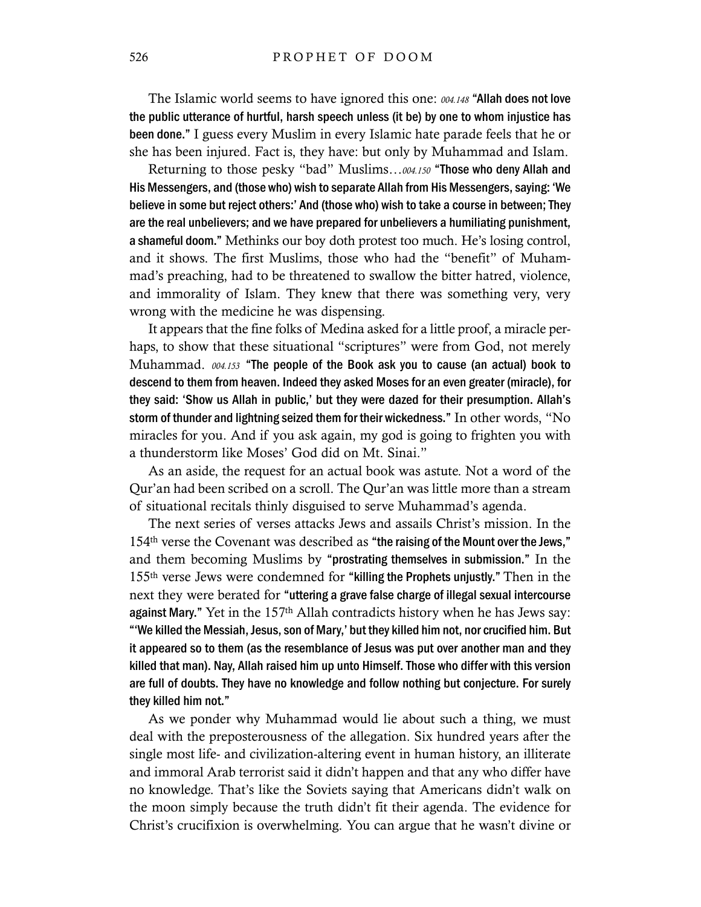The Islamic world seems to have ignored this one: *004.148* **"Allah does not love the public utterance of hurtful, harsh speech unless (it be) by one to whom injustice has been done."** I guess every Muslim in every Islamic hate parade feels that he or she has been injured. Fact is, they have: but only by Muhammad and Islam.

Returning to those pesky "bad" Muslims…*004.150* **"Those who deny Allah and His Messengers, and (those who) wish to separate Allah from His Messengers, saying: 'We believe in some but reject others:' And (those who) wish to take a course in between; They are the real unbelievers; and we have prepared for unbelievers a humiliating punishment, a shameful doom."** Methinks our boy doth protest too much. He's losing control, and it shows. The first Muslims, those who had the "benefit" of Muhammad's preaching, had to be threatened to swallow the bitter hatred, violence, and immorality of Islam. They knew that there was something very, very wrong with the medicine he was dispensing.

It appears that the fine folks of Medina asked for a little proof, a miracle perhaps, to show that these situational "scriptures" were from God, not merely Muhammad. *004.153* **"The people of the Book ask you to cause (an actual) book to descend to them from heaven. Indeed they asked Moses for an even greater (miracle), for they said: 'Show us Allah in public,' but they were dazed for their presumption. Allah's storm of thunder and lightning seized them for their wickedness."** In other words, "No miracles for you. And if you ask again, my god is going to frighten you with a thunderstorm like Moses' God did on Mt. Sinai."

As an aside, the request for an actual book was astute. Not a word of the Qur'an had been scribed on a scroll. The Qur'an was little more than a stream of situational recitals thinly disguised to serve Muhammad's agenda.

The next series of verses attacks Jews and assails Christ's mission. In the 154th verse the Covenant was described as **"the raising of the Mount over the Jews,"** and them becoming Muslims by **"prostrating themselves in submission."** In the 155th verse Jews were condemned for **"killing the Prophets unjustly."** Then in the next they were berated for **"uttering a grave false charge of illegal sexual intercourse against Mary."** Yet in the 157th Allah contradicts history when he has Jews say: **"'We killed the Messiah, Jesus, son of Mary,' but they killed him not, nor crucified him. But it appeared so to them (as the resemblance of Jesus was put over another man and they killed that man). Nay, Allah raised him up unto Himself. Those who differ with this version are full of doubts. They have no knowledge and follow nothing but conjecture. For surely they killed him not."**

As we ponder why Muhammad would lie about such a thing, we must deal with the preposterousness of the allegation. Six hundred years after the single most life- and civilization-altering event in human history, an illiterate and immoral Arab terrorist said it didn't happen and that any who differ have no knowledge. That's like the Soviets saying that Americans didn't walk on the moon simply because the truth didn't fit their agenda. The evidence for Christ's crucifixion is overwhelming. You can argue that he wasn't divine or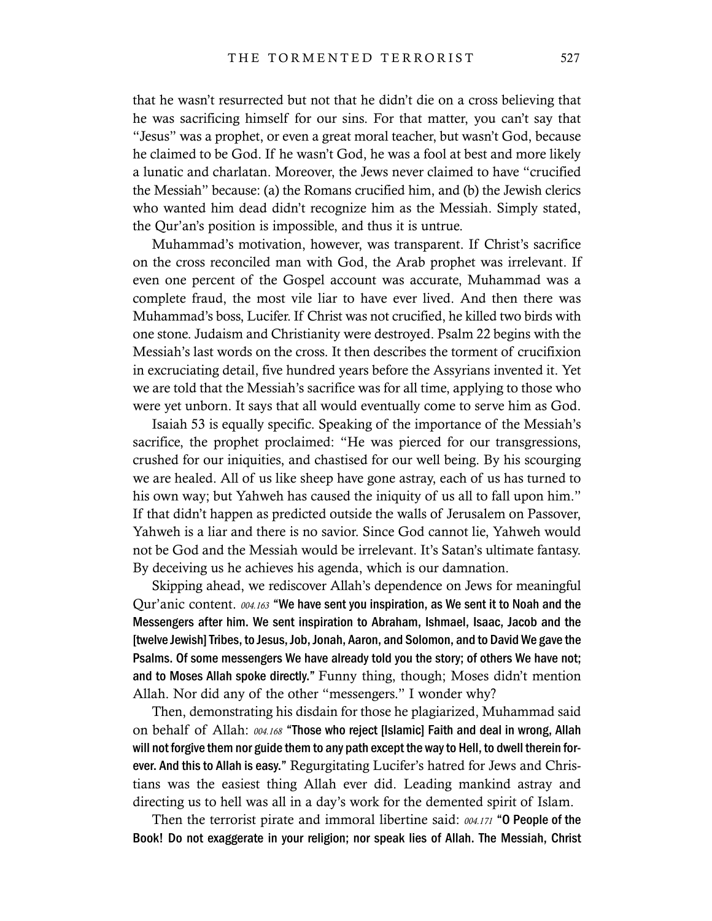that he wasn't resurrected but not that he didn't die on a cross believing that he was sacrificing himself for our sins. For that matter, you can't say that "Jesus" was a prophet, or even a great moral teacher, but wasn't God, because he claimed to be God. If he wasn't God, he was a fool at best and more likely a lunatic and charlatan. Moreover, the Jews never claimed to have "crucified the Messiah" because: (a) the Romans crucified him, and (b) the Jewish clerics who wanted him dead didn't recognize him as the Messiah. Simply stated, the Qur'an's position is impossible, and thus it is untrue.

Muhammad's motivation, however, was transparent. If Christ's sacrifice on the cross reconciled man with God, the Arab prophet was irrelevant. If even one percent of the Gospel account was accurate, Muhammad was a complete fraud, the most vile liar to have ever lived. And then there was Muhammad's boss, Lucifer. If Christ was not crucified, he killed two birds with one stone. Judaism and Christianity were destroyed. Psalm 22 begins with the Messiah's last words on the cross. It then describes the torment of crucifixion in excruciating detail, five hundred years before the Assyrians invented it. Yet we are told that the Messiah's sacrifice was for all time, applying to those who were yet unborn. It says that all would eventually come to serve him as God.

Isaiah 53 is equally specific. Speaking of the importance of the Messiah's sacrifice, the prophet proclaimed: "He was pierced for our transgressions, crushed for our iniquities, and chastised for our well being. By his scourging we are healed. All of us like sheep have gone astray, each of us has turned to his own way; but Yahweh has caused the iniquity of us all to fall upon him." If that didn't happen as predicted outside the walls of Jerusalem on Passover, Yahweh is a liar and there is no savior. Since God cannot lie, Yahweh would not be God and the Messiah would be irrelevant. It's Satan's ultimate fantasy. By deceiving us he achieves his agenda, which is our damnation.

Skipping ahead, we rediscover Allah's dependence on Jews for meaningful Qur'anic content. *004.163* **"We have sent you inspiration, as We sent it to Noah and the Messengers after him. We sent inspiration to Abraham, Ishmael, Isaac, Jacob and the [twelve Jewish] Tribes, to Jesus, Job, Jonah, Aaron, and Solomon, and to David We gave the Psalms. Of some messengers We have already told you the story; of others We have not; and to Moses Allah spoke directly."** Funny thing, though; Moses didn't mention Allah. Nor did any of the other "messengers." I wonder why?

Then, demonstrating his disdain for those he plagiarized, Muhammad said on behalf of Allah: *004.168* **"Those who reject [Islamic] Faith and deal in wrong, Allah will not forgive them nor guide them to any path except the way to Hell, to dwell therein forever. And this to Allah is easy."** Regurgitating Lucifer's hatred for Jews and Christians was the easiest thing Allah ever did. Leading mankind astray and directing us to hell was all in a day's work for the demented spirit of Islam.

Then the terrorist pirate and immoral libertine said: *004.171* **"O People of the Book! Do not exaggerate in your religion; nor speak lies of Allah. The Messiah, Christ**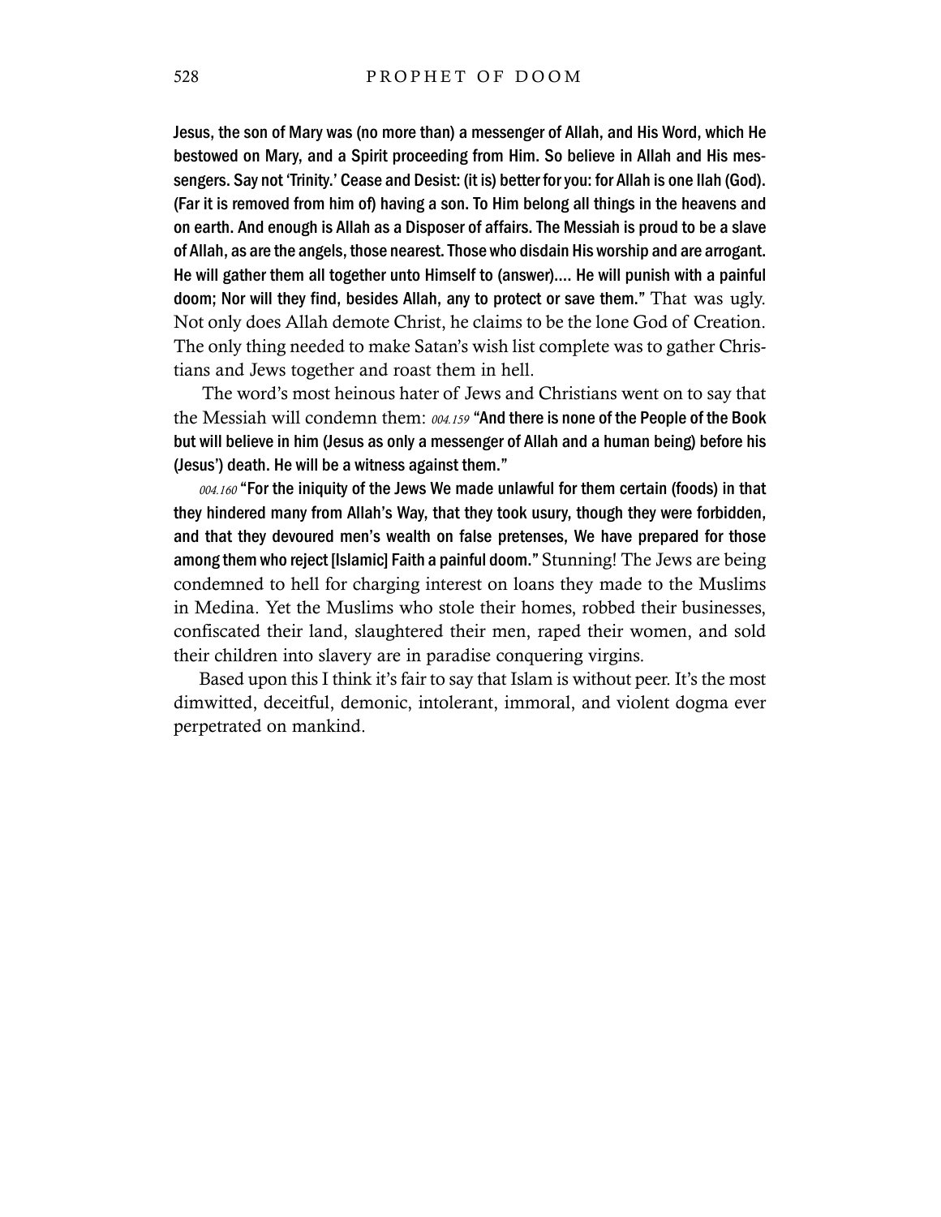Jesus, the son of Mary was (no more than) a messenger of Allah, and His Word, which He bestowed on Mary, and a Spirit proceeding from Him. So believe in Allah and His messengers. Say not 'Trinity.' Cease and Desist: (it is) better for you: for Allah is one Ilah (God). (Far it is removed from him of) having a son. To Him belong all things in the heavens and on earth. And enough is Allah as a Disposer of affairs. The Messiah is proud to be a slave of Allah, as are the angels, those nearest. Those who disdain His worship and are arrogant. He will gather them all together unto Himself to (answer).... He will punish with a painful doom; Nor will they find, besides Allah, any to protect or save them." That was ugly. Not only does Allah demote Christ, he claims to be the lone God of Creation. The only thing needed to make Satan's wish list complete was to gather Christians and Jews together and roast them in hell.

The word's most heinous hater of Jews and Christians went on to say that the Messiah will condemn them: *004.159* "And there is none of the People of the Book but will believe in him (Jesus as only a messenger of Allah and a human being) before his (Jesus') death. He will be a witness against them."

*004.160* "For the iniquity of the Jews We made unlawful for them certain (foods) in that they hindered many from Allah's Way, that they took usury, though they were forbidden, and that they devoured men's wealth on false pretenses, We have prepared for those among them who reject [Islamic] Faith a painful doom." Stunning! The Jews are being condemned to hell for charging interest on loans they made to the Muslims in Medina. Yet the Muslims who stole their homes, robbed their businesses, confiscated their land, slaughtered their men, raped their women, and sold their children into slavery are in paradise conquering virgins.

Based upon this I think it's fair to say that Islam is without peer. It's the most dimwitted, deceitful, demonic, intolerant, immoral, and violent dogma ever perpetrated on mankind.